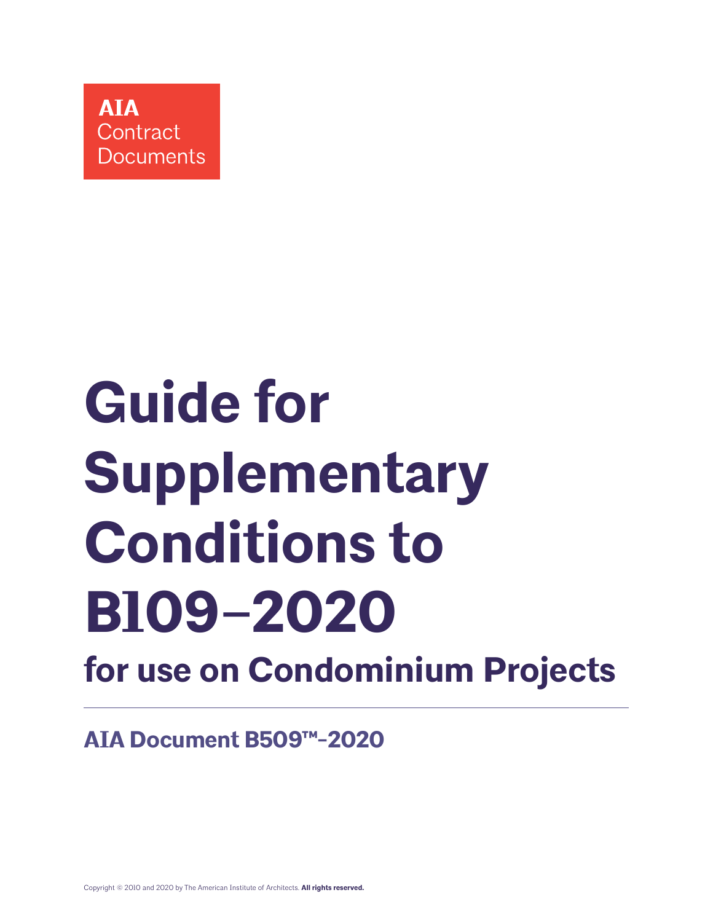AIA Contract Documents

# Guide for Supplementary Conditions to B109–2020

## for use on Condominium Projects

**AIA Document B509™–2020**

Copyright © 2010 and 2020 by The American Institute of Architects. **All rights reserved.**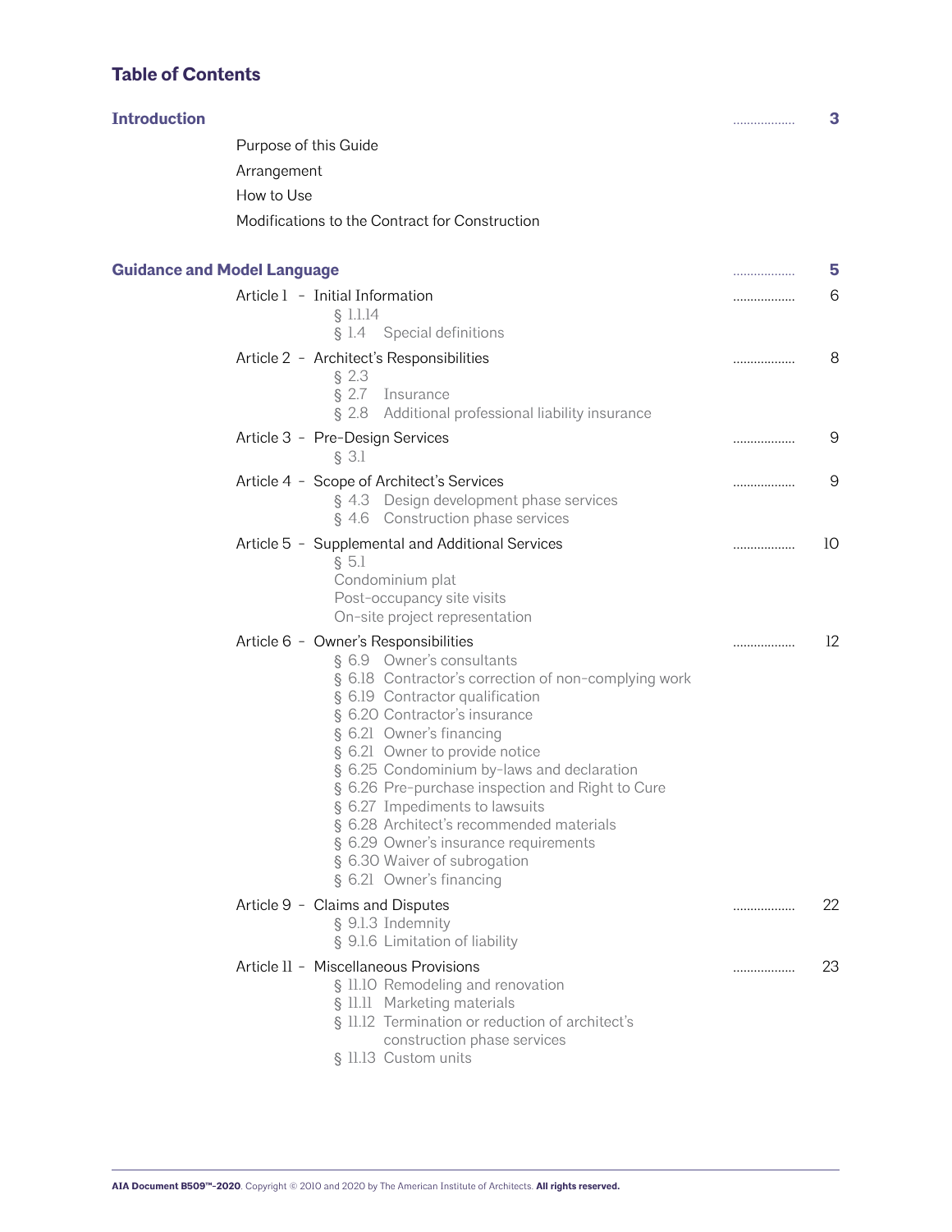# Table of Contents

**Introduction** .................. **3**

- Purpose of this Guide
- Arrangement
- How to Use
- Modifications to the Contract for Construction

**Guidance and Model Language** .................. **5**

Article 1 – Initial Information .................. 6
- § 1.1.14
- § 1.4 Special definitions

Article 2 – Architect's Responsibilities .................. 8
- § 2.3
- § 2.7 Insurance
- § 2.8 Additional professional liability insurance

Article 3 – Pre-Design Services .................. 9
- § 3.1

Article 4 – Scope of Architect's Services .................. 9
- § 4.3 Design development phase services
- § 4.6 Construction phase services

Article 5 – Supplemental and Additional Services .................. 10
- § 5.1
- Condominium plat
- Post-occupancy site visits
- On-site project representation

Article 6 – Owner's Responsibilities .................. 12
- § 6.9 Owner's consultants
- § 6.18 Contractor's correction of non-complying work
- § 6.19 Contractor qualification
- § 6.20 Contractor's insurance
- § 6.21 Owner's financing
- § 6.21 Owner to provide notice
- § 6.25 Condominium by-laws and declaration
- § 6.26 Pre-purchase inspection and Right to Cure
- § 6.27 Impediments to lawsuits
- § 6.28 Architect's recommended materials
- § 6.29 Owner's insurance requirements
- § 6.30 Waiver of subrogation
- § 6.21 Owner's financing

Article 9 – Claims and Disputes .................. 22
- § 9.1.3 Indemnity
- § 9.1.6 Limitation of liability

Article 11 – Miscellaneous Provisions .................. 23
- § 11.10 Remodeling and renovation
- § 11.11 Marketing materials
- § 11.12 Termination or reduction of architect's construction phase services
- § 11.13 Custom units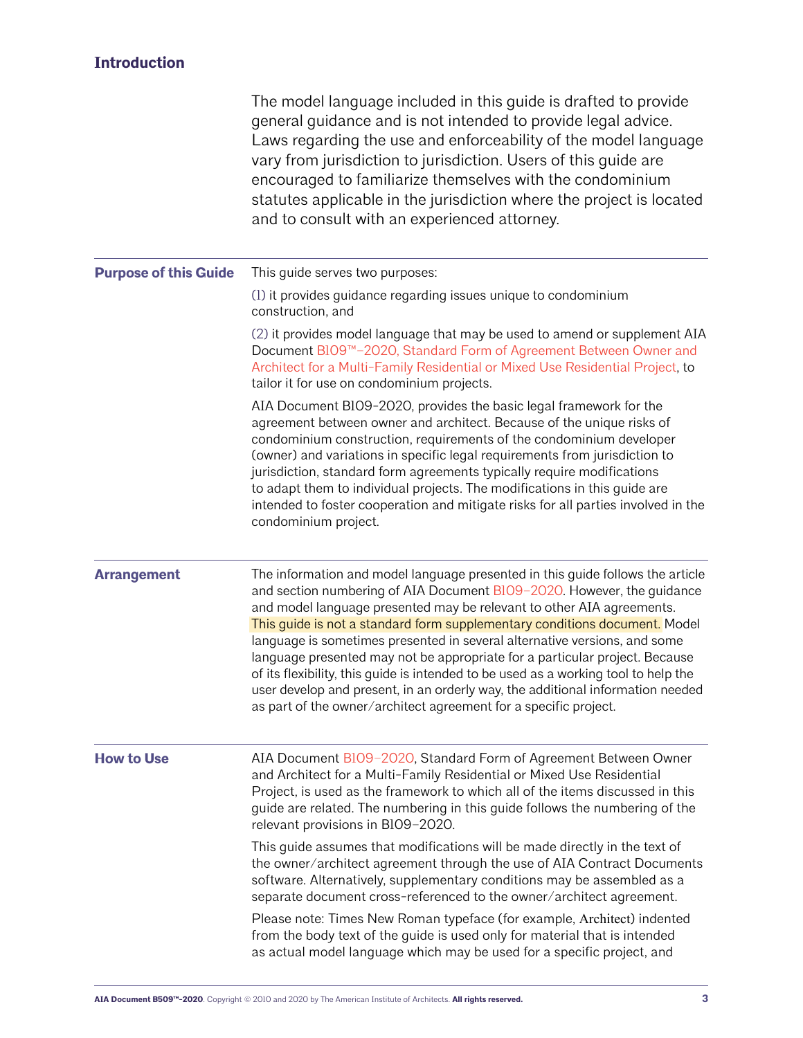## Introduction

The model language included in this guide is drafted to provide general guidance and is not intended to provide legal advice. Laws regarding the use and enforceability of the model language vary from jurisdiction to jurisdiction. Users of this guide are encouraged to familiarize themselves with the condominium statutes applicable in the jurisdiction where the project is located and to consult with an experienced attorney.

### Purpose of this Guide

This guide serves two purposes:

(1) it provides guidance regarding issues unique to condominium construction, and

(2) it provides model language that may be used to amend or supplement AIA Document B109™–2020, Standard Form of Agreement Between Owner and Architect for a Multi-Family Residential or Mixed Use Residential Project, to tailor it for use on condominium projects.

AIA Document B109–2020, provides the basic legal framework for the agreement between owner and architect. Because of the unique risks of condominium construction, requirements of the condominium developer (owner) and variations in specific legal requirements from jurisdiction to jurisdiction, standard form agreements typically require modifications to adapt them to individual projects. The modifications in this guide are intended to foster cooperation and mitigate risks for all parties involved in the condominium project.

### Arrangement

The information and model language presented in this guide follows the article and section numbering of AIA Document B109–2020. However, the guidance and model language presented may be relevant to other AIA agreements. This guide is not a standard form supplementary conditions document. Model language is sometimes presented in several alternative versions, and some language presented may not be appropriate for a particular project. Because of its flexibility, this guide is intended to be used as a working tool to help the user develop and present, in an orderly way, the additional information needed as part of the owner/architect agreement for a specific project.

### How to Use

AIA Document B109–2020, Standard Form of Agreement Between Owner and Architect for a Multi-Family Residential or Mixed Use Residential Project, is used as the framework to which all of the items discussed in this guide are related. The numbering in this guide follows the numbering of the relevant provisions in B109–2020.

This guide assumes that modifications will be made directly in the text of the owner/architect agreement through the use of AIA Contract Documents software. Alternatively, supplementary conditions may be assembled as a separate document cross-referenced to the owner/architect agreement.

Please note: Times New Roman typeface (for example, Architect) indented from the body text of the guide is used only for material that is intended as actual model language which may be used for a specific project, and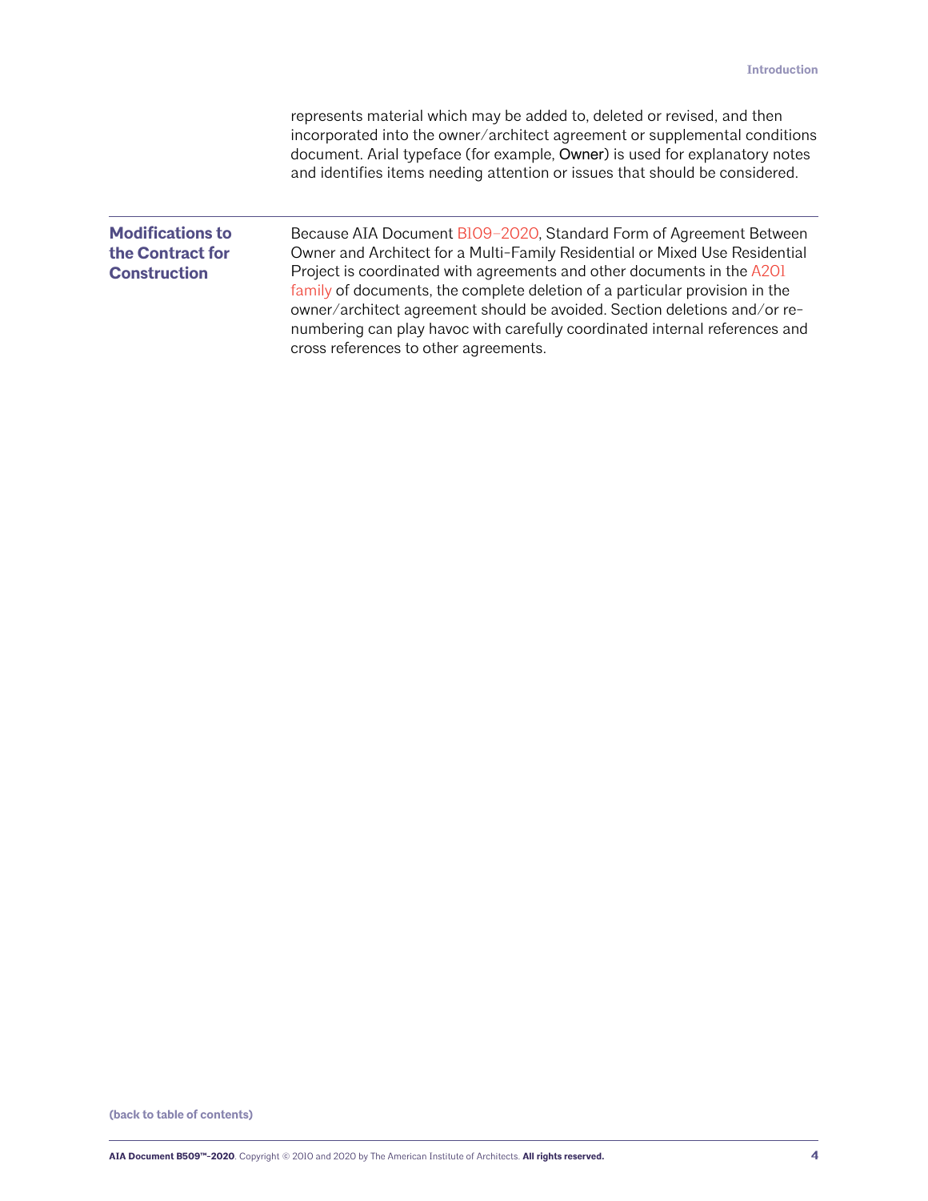represents material which may be added to, deleted or revised, and then incorporated into the owner/architect agreement or supplemental conditions document. Arial typeface (for example, Owner) is used for explanatory notes and identifies items needing attention or issues that should be considered.

## Modifications to the Contract for Construction

Because AIA Document B109–2020, Standard Form of Agreement Between Owner and Architect for a Multi-Family Residential or Mixed Use Residential Project is coordinated with agreements and other documents in the A201 family of documents, the complete deletion of a particular provision in the owner/architect agreement should be avoided. Section deletions and/or re-numbering can play havoc with carefully coordinated internal references and cross references to other agreements.

(back to table of contents)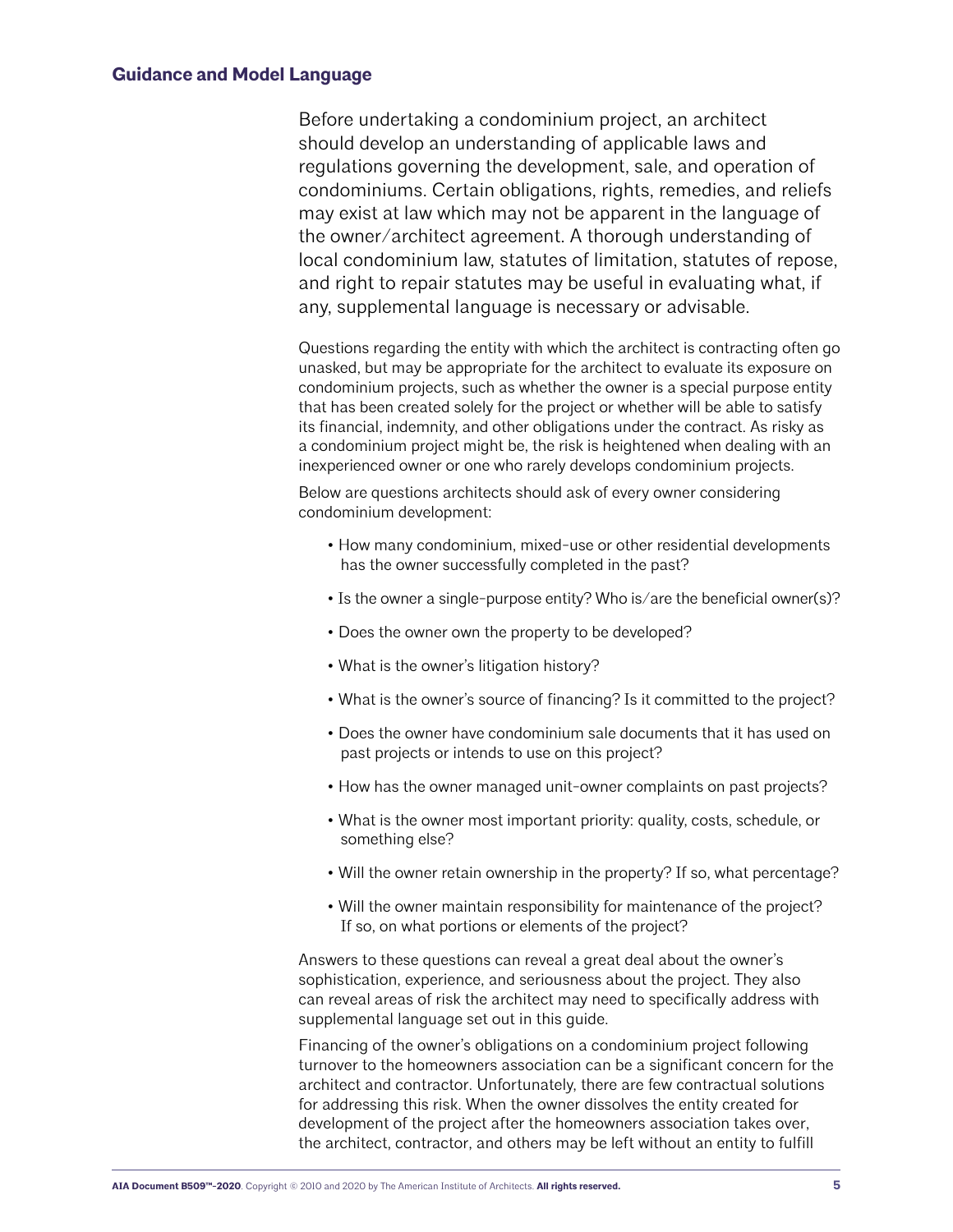## Guidance and Model Language

Before undertaking a condominium project, an architect should develop an understanding of applicable laws and regulations governing the development, sale, and operation of condominiums. Certain obligations, rights, remedies, and reliefs may exist at law which may not be apparent in the language of the owner/architect agreement. A thorough understanding of local condominium law, statutes of limitation, statutes of repose, and right to repair statutes may be useful in evaluating what, if any, supplemental language is necessary or advisable.

Questions regarding the entity with which the architect is contracting often go unasked, but may be appropriate for the architect to evaluate its exposure on condominium projects, such as whether the owner is a special purpose entity that has been created solely for the project or whether will be able to satisfy its financial, indemnity, and other obligations under the contract. As risky as a condominium project might be, the risk is heightened when dealing with an inexperienced owner or one who rarely develops condominium projects.

Below are questions architects should ask of every owner considering condominium development:

- How many condominium, mixed-use or other residential developments has the owner successfully completed in the past?
- Is the owner a single-purpose entity? Who is/are the beneficial owner(s)?
- Does the owner own the property to be developed?
- What is the owner's litigation history?
- What is the owner's source of financing? Is it committed to the project?
- Does the owner have condominium sale documents that it has used on past projects or intends to use on this project?
- How has the owner managed unit-owner complaints on past projects?
- What is the owner most important priority: quality, costs, schedule, or something else?
- Will the owner retain ownership in the property? If so, what percentage?
- Will the owner maintain responsibility for maintenance of the project? If so, on what portions or elements of the project?

Answers to these questions can reveal a great deal about the owner's sophistication, experience, and seriousness about the project. They also can reveal areas of risk the architect may need to specifically address with supplemental language set out in this guide.

Financing of the owner's obligations on a condominium project following turnover to the homeowners association can be a significant concern for the architect and contractor. Unfortunately, there are few contractual solutions for addressing this risk. When the owner dissolves the entity created for development of the project after the homeowners association takes over, the architect, contractor, and others may be left without an entity to fulfill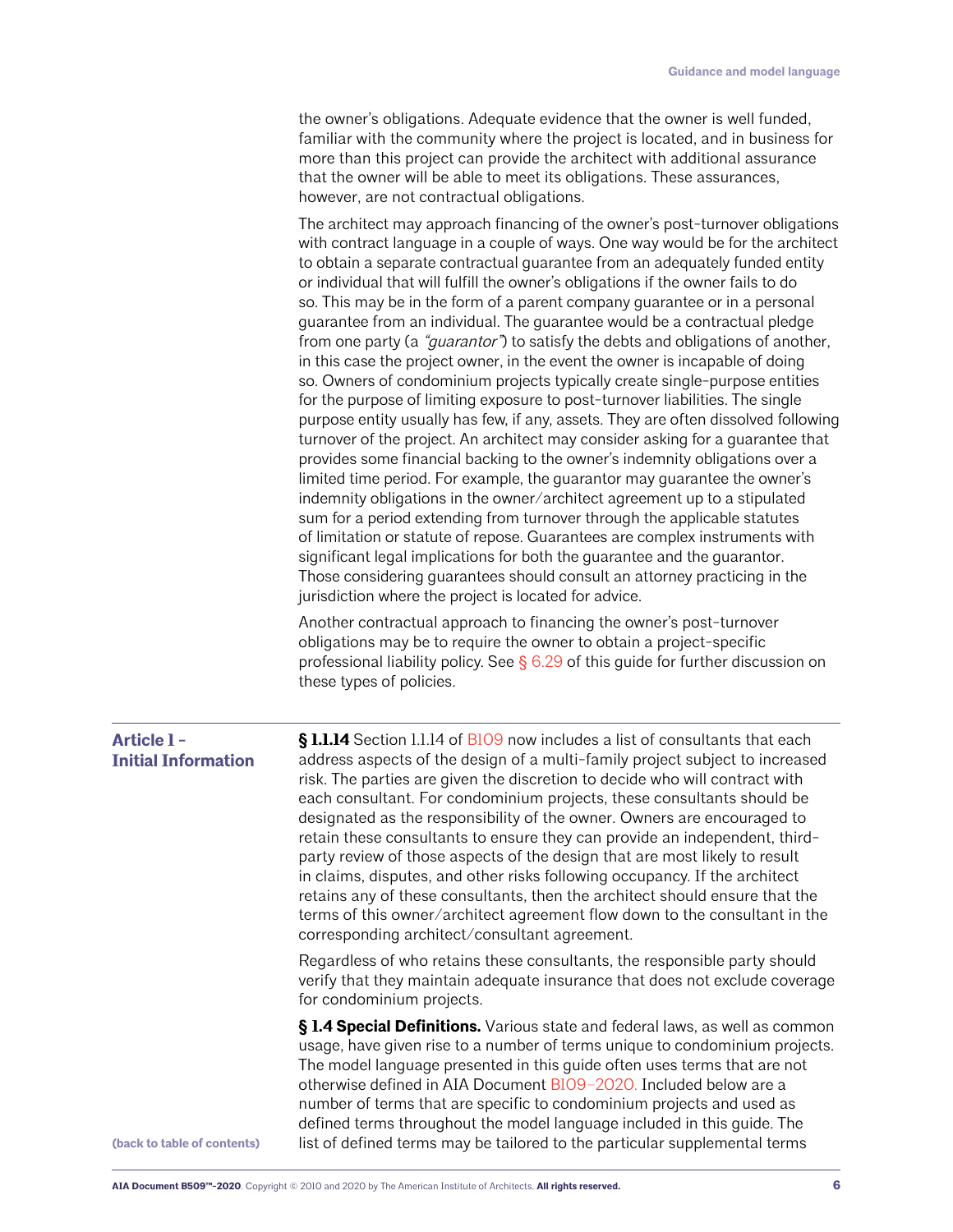the owner's obligations. Adequate evidence that the owner is well funded, familiar with the community where the project is located, and in business for more than this project can provide the architect with additional assurance that the owner will be able to meet its obligations. These assurances, however, are not contractual obligations.

The architect may approach financing of the owner's post-turnover obligations with contract language in a couple of ways. One way would be for the architect to obtain a separate contractual guarantee from an adequately funded entity or individual that will fulfill the owner's obligations if the owner fails to do so. This may be in the form of a parent company guarantee or in a personal guarantee from an individual. The guarantee would be a contractual pledge from one party (a *"guarantor"*) to satisfy the debts and obligations of another, in this case the project owner, in the event the owner is incapable of doing so. Owners of condominium projects typically create single-purpose entities for the purpose of limiting exposure to post-turnover liabilities. The single purpose entity usually has few, if any, assets. They are often dissolved following turnover of the project. An architect may consider asking for a guarantee that provides some financial backing to the owner's indemnity obligations over a limited time period. For example, the guarantor may guarantee the owner's indemnity obligations in the owner/architect agreement up to a stipulated sum for a period extending from turnover through the applicable statutes of limitation or statute of repose. Guarantees are complex instruments with significant legal implications for both the guarantee and the guarantor. Those considering guarantees should consult an attorney practicing in the jurisdiction where the project is located for advice.

Another contractual approach to financing the owner's post-turnover obligations may be to require the owner to obtain a project-specific professional liability policy. See § 6.29 of this guide for further discussion on these types of policies.

## Article 1 – Initial Information

**§ 1.1.14** Section 1.1.14 of B109 now includes a list of consultants that each address aspects of the design of a multi-family project subject to increased risk. The parties are given the discretion to decide who will contract with each consultant. For condominium projects, these consultants should be designated as the responsibility of the owner. Owners are encouraged to retain these consultants to ensure they can provide an independent, third-party review of those aspects of the design that are most likely to result in claims, disputes, and other risks following occupancy. If the architect retains any of these consultants, then the architect should ensure that the terms of this owner/architect agreement flow down to the consultant in the corresponding architect/consultant agreement.

Regardless of who retains these consultants, the responsible party should verify that they maintain adequate insurance that does not exclude coverage for condominium projects.

**§ 1.4 Special Definitions.** Various state and federal laws, as well as common usage, have given rise to a number of terms unique to condominium projects. The model language presented in this guide often uses terms that are not otherwise defined in AIA Document B109–2020. Included below are a number of terms that are specific to condominium projects and used as defined terms throughout the model language included in this guide. The list of defined terms may be tailored to the particular supplemental terms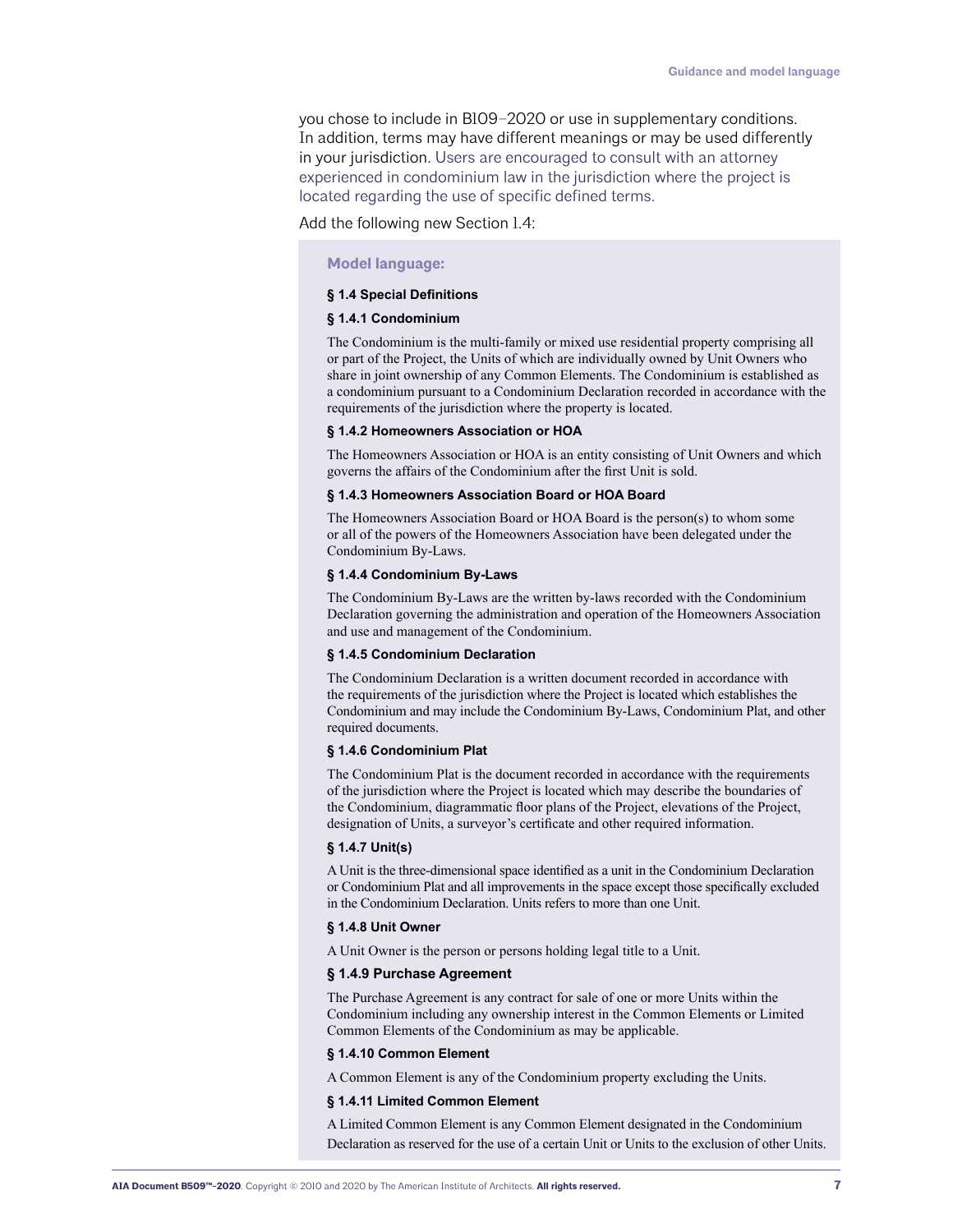you chose to include in B109–2020 or use in supplementary conditions. In addition, terms may have different meanings or may be used differently in your jurisdiction. Users are encouraged to consult with an attorney experienced in condominium law in the jurisdiction where the project is located regarding the use of specific defined terms.

Add the following new Section 1.4:

> **Model language:**
>
> **§ 1.4 Special Definitions**
>
> **§ 1.4.1 Condominium**
>
> The Condominium is the multi-family or mixed use residential property comprising all or part of the Project, the Units of which are individually owned by Unit Owners who share in joint ownership of any Common Elements. The Condominium is established as a condominium pursuant to a Condominium Declaration recorded in accordance with the requirements of the jurisdiction where the property is located.
>
> **§ 1.4.2 Homeowners Association or HOA**
>
> The Homeowners Association or HOA is an entity consisting of Unit Owners and which governs the affairs of the Condominium after the first Unit is sold.
>
> **§ 1.4.3 Homeowners Association Board or HOA Board**
>
> The Homeowners Association Board or HOA Board is the person(s) to whom some or all of the powers of the Homeowners Association have been delegated under the Condominium By-Laws.
>
> **§ 1.4.4 Condominium By-Laws**
>
> The Condominium By-Laws are the written by-laws recorded with the Condominium Declaration governing the administration and operation of the Homeowners Association and use and management of the Condominium.
>
> **§ 1.4.5 Condominium Declaration**
>
> The Condominium Declaration is a written document recorded in accordance with the requirements of the jurisdiction where the Project is located which establishes the Condominium and may include the Condominium By-Laws, Condominium Plat, and other required documents.
>
> **§ 1.4.6 Condominium Plat**
>
> The Condominium Plat is the document recorded in accordance with the requirements of the jurisdiction where the Project is located which may describe the boundaries of the Condominium, diagrammatic floor plans of the Project, elevations of the Project, designation of Units, a surveyor's certificate and other required information.
>
> **§ 1.4.7 Unit(s)**
>
> A Unit is the three-dimensional space identified as a unit in the Condominium Declaration or Condominium Plat and all improvements in the space except those specifically excluded in the Condominium Declaration. Units refers to more than one Unit.
>
> **§ 1.4.8 Unit Owner**
>
> A Unit Owner is the person or persons holding legal title to a Unit.
>
> **§ 1.4.9 Purchase Agreement**
>
> The Purchase Agreement is any contract for sale of one or more Units within the Condominium including any ownership interest in the Common Elements or Limited Common Elements of the Condominium as may be applicable.
>
> **§ 1.4.10 Common Element**
>
> A Common Element is any of the Condominium property excluding the Units.
>
> **§ 1.4.11 Limited Common Element**
>
> A Limited Common Element is any Common Element designated in the Condominium Declaration as reserved for the use of a certain Unit or Units to the exclusion of other Units.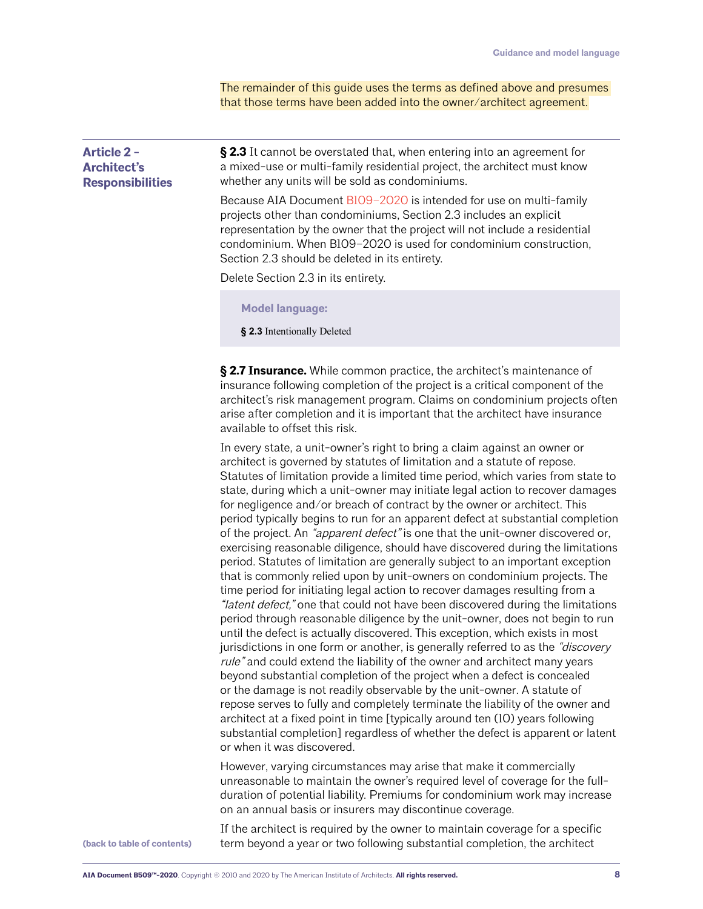The remainder of this guide uses the terms as defined above and presumes that those terms have been added into the owner/architect agreement.

## Article 2 – Architect's Responsibilities

**§ 2.3** It cannot be overstated that, when entering into an agreement for a mixed-use or multi-family residential project, the architect must know whether any units will be sold as condominiums.

Because AIA Document B109–2020 is intended for use on multi-family projects other than condominiums, Section 2.3 includes an explicit representation by the owner that the project will not include a residential condominium. When B109–2020 is used for condominium construction, Section 2.3 should be deleted in its entirety.

Delete Section 2.3 in its entirety.

> **Model language:**
>
> **§ 2.3** Intentionally Deleted

**§ 2.7 Insurance.** While common practice, the architect's maintenance of insurance following completion of the project is a critical component of the architect's risk management program. Claims on condominium projects often arise after completion and it is important that the architect have insurance available to offset this risk.

In every state, a unit-owner's right to bring a claim against an owner or architect is governed by statutes of limitation and a statute of repose. Statutes of limitation provide a limited time period, which varies from state to state, during which a unit-owner may initiate legal action to recover damages for negligence and/or breach of contract by the owner or architect. This period typically begins to run for an apparent defect at substantial completion of the project. An *"apparent defect"* is one that the unit-owner discovered or, exercising reasonable diligence, should have discovered during the limitations period. Statutes of limitation are generally subject to an important exception that is commonly relied upon by unit-owners on condominium projects. The time period for initiating legal action to recover damages resulting from a *"latent defect,"* one that could not have been discovered during the limitations period through reasonable diligence by the unit-owner, does not begin to run until the defect is actually discovered. This exception, which exists in most jurisdictions in one form or another, is generally referred to as the *"discovery rule"* and could extend the liability of the owner and architect many years beyond substantial completion of the project when a defect is concealed or the damage is not readily observable by the unit-owner. A statute of repose serves to fully and completely terminate the liability of the owner and architect at a fixed point in time [typically around ten (10) years following substantial completion] regardless of whether the defect is apparent or latent or when it was discovered.

However, varying circumstances may arise that make it commercially unreasonable to maintain the owner's required level of coverage for the full-duration of potential liability. Premiums for condominium work may increase on an annual basis or insurers may discontinue coverage.

If the architect is required by the owner to maintain coverage for a specific term beyond a year or two following substantial completion, the architect

(back to table of contents)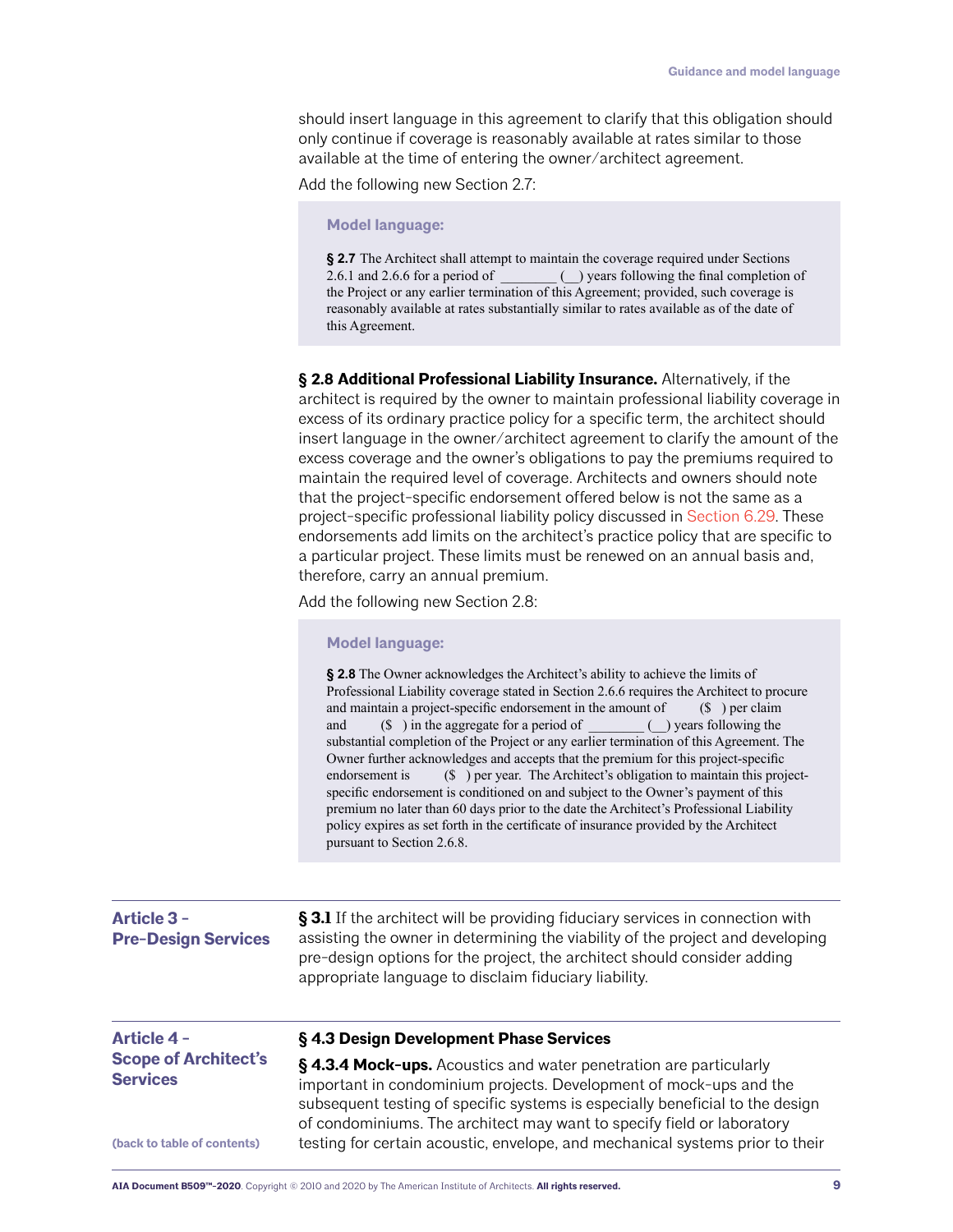should insert language in this agreement to clarify that this obligation should only continue if coverage is reasonably available at rates similar to those available at the time of entering the owner/architect agreement.

Add the following new Section 2.7:

> **Model language:**
>
> **§ 2.7** The Architect shall attempt to maintain the coverage required under Sections 2.6.1 and 2.6.6 for a period of ________ (__) years following the final completion of the Project or any earlier termination of this Agreement; provided, such coverage is reasonably available at rates substantially similar to rates available as of the date of this Agreement.

**§ 2.8 Additional Professional Liability Insurance.** Alternatively, if the architect is required by the owner to maintain professional liability coverage in excess of its ordinary practice policy for a specific term, the architect should insert language in the owner/architect agreement to clarify the amount of the excess coverage and the owner's obligations to pay the premiums required to maintain the required level of coverage. Architects and owners should note that the project-specific endorsement offered below is not the same as a project-specific professional liability policy discussed in Section 6.29. These endorsements add limits on the architect's practice policy that are specific to a particular project. These limits must be renewed on an annual basis and, therefore, carry an annual premium.

Add the following new Section 2.8:

> **Model language:**
>
> **§ 2.8** The Owner acknowledges the Architect's ability to achieve the limits of Professional Liability coverage stated in Section 2.6.6 requires the Architect to procure and maintain a project-specific endorsement in the amount of ($ ) per claim and ($ ) in the aggregate for a period of ________ (__) years following the substantial completion of the Project or any earlier termination of this Agreement. The Owner further acknowledges and accepts that the premium for this project-specific endorsement is ($ ) per year. The Architect's obligation to maintain this project-specific endorsement is conditioned on and subject to the Owner's payment of this premium no later than 60 days prior to the date the Architect's Professional Liability policy expires as set forth in the certificate of insurance provided by the Architect pursuant to Section 2.6.8.

## Article 3 – Pre-Design Services

**§ 3.1** If the architect will be providing fiduciary services in connection with assisting the owner in determining the viability of the project and developing pre-design options for the project, the architect should consider adding appropriate language to disclaim fiduciary liability.

## Article 4 – Scope of Architect's Services

(back to table of contents)

### § 4.3 Design Development Phase Services

**§ 4.3.4 Mock-ups.** Acoustics and water penetration are particularly important in condominium projects. Development of mock-ups and the subsequent testing of specific systems is especially beneficial to the design of condominiums. The architect may want to specify field or laboratory testing for certain acoustic, envelope, and mechanical systems prior to their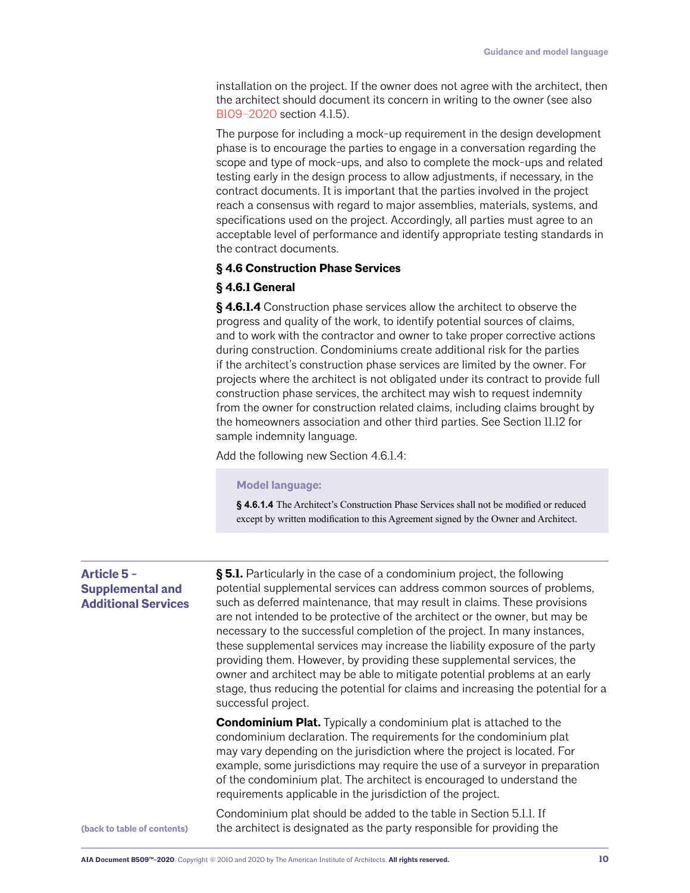installation on the project. If the owner does not agree with the architect, then the architect should document its concern in writing to the owner (see also B109–2020 section 4.1.5).

The purpose for including a mock-up requirement in the design development phase is to encourage the parties to engage in a conversation regarding the scope and type of mock-ups, and also to complete the mock-ups and related testing early in the design process to allow adjustments, if necessary, in the contract documents. It is important that the parties involved in the project reach a consensus with regard to major assemblies, materials, systems, and specifications used on the project. Accordingly, all parties must agree to an acceptable level of performance and identify appropriate testing standards in the contract documents.

**§ 4.6 Construction Phase Services**

**§ 4.6.1 General**

**§ 4.6.1.4** Construction phase services allow the architect to observe the progress and quality of the work, to identify potential sources of claims, and to work with the contractor and owner to take proper corrective actions during construction. Condominiums create additional risk for the parties if the architect's construction phase services are limited by the owner. For projects where the architect is not obligated under its contract to provide full construction phase services, the architect may wish to request indemnity from the owner for construction related claims, including claims brought by the homeowners association and other third parties. See Section 11.12 for sample indemnity language.

Add the following new Section 4.6.1.4:

> **Model language:**
>
> **§ 4.6.1.4** The Architect's Construction Phase Services shall not be modified or reduced except by written modification to this Agreement signed by the Owner and Architect.

## Article 5 – Supplemental and Additional Services

**§ 5.1.** Particularly in the case of a condominium project, the following potential supplemental services can address common sources of problems, such as deferred maintenance, that may result in claims. These provisions are not intended to be protective of the architect or the owner, but may be necessary to the successful completion of the project. In many instances, these supplemental services may increase the liability exposure of the party providing them. However, by providing these supplemental services, the owner and architect may be able to mitigate potential problems at an early stage, thus reducing the potential for claims and increasing the potential for a successful project.

**Condominium Plat.** Typically a condominium plat is attached to the condominium declaration. The requirements for the condominium plat may vary depending on the jurisdiction where the project is located. For example, some jurisdictions may require the use of a surveyor in preparation of the condominium plat. The architect is encouraged to understand the requirements applicable in the jurisdiction of the project.

Condominium plat should be added to the table in Section 5.1.1. If the architect is designated as the party responsible for providing the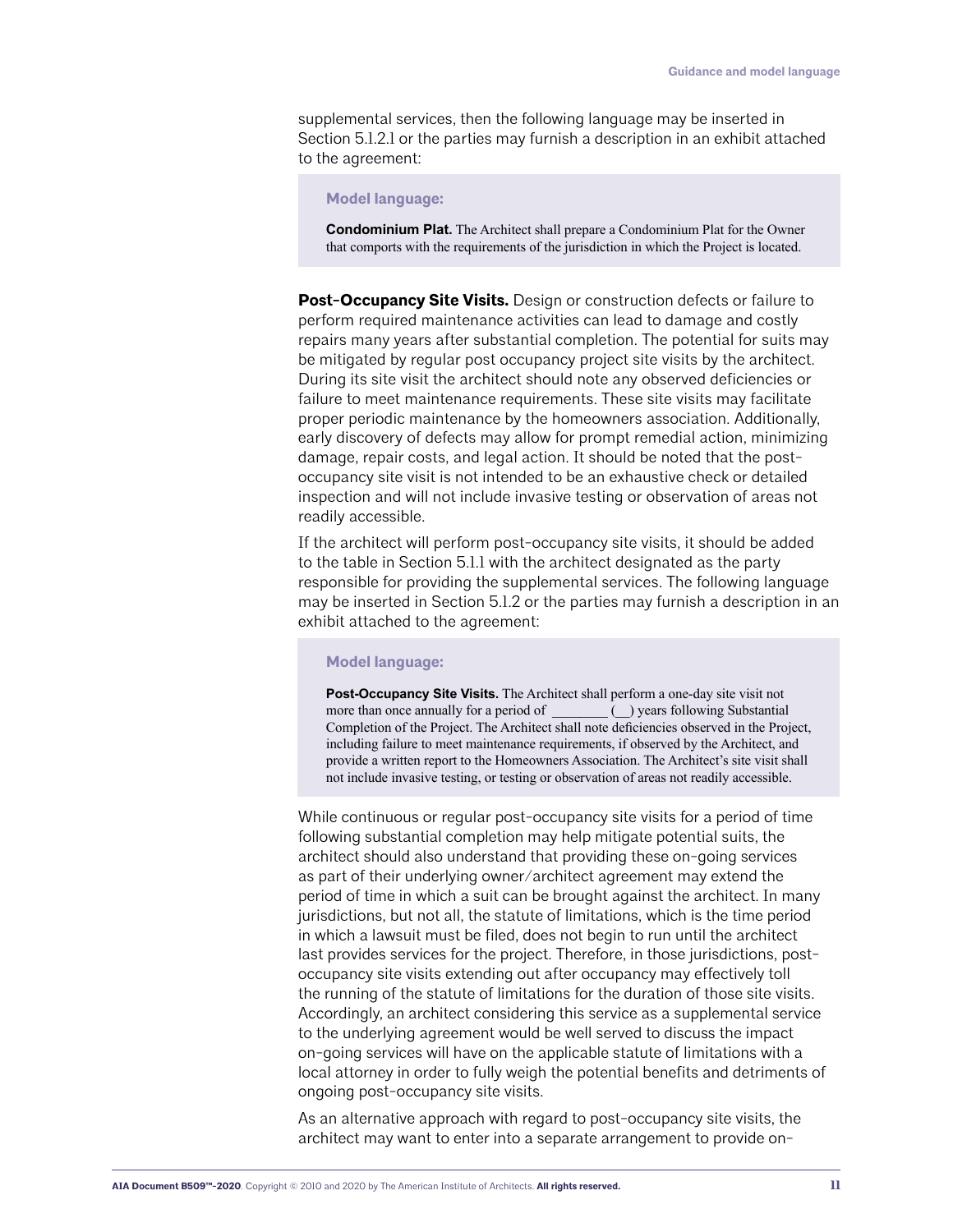supplemental services, then the following language may be inserted in Section 5.1.2.1 or the parties may furnish a description in an exhibit attached to the agreement:

> **Model language:**
>
> **Condominium Plat.** The Architect shall prepare a Condominium Plat for the Owner that comports with the requirements of the jurisdiction in which the Project is located.

**Post-Occupancy Site Visits.** Design or construction defects or failure to perform required maintenance activities can lead to damage and costly repairs many years after substantial completion. The potential for suits may be mitigated by regular post occupancy project site visits by the architect. During its site visit the architect should note any observed deficiencies or failure to meet maintenance requirements. These site visits may facilitate proper periodic maintenance by the homeowners association. Additionally, early discovery of defects may allow for prompt remedial action, minimizing damage, repair costs, and legal action. It should be noted that the post-occupancy site visit is not intended to be an exhaustive check or detailed inspection and will not include invasive testing or observation of areas not readily accessible.

If the architect will perform post-occupancy site visits, it should be added to the table in Section 5.1.1 with the architect designated as the party responsible for providing the supplemental services. The following language may be inserted in Section 5.1.2 or the parties may furnish a description in an exhibit attached to the agreement:

> **Model language:**
>
> **Post-Occupancy Site Visits.** The Architect shall perform a one-day site visit not more than once annually for a period of ________ (__) years following Substantial Completion of the Project. The Architect shall note deficiencies observed in the Project, including failure to meet maintenance requirements, if observed by the Architect, and provide a written report to the Homeowners Association. The Architect's site visit shall not include invasive testing, or testing or observation of areas not readily accessible.

While continuous or regular post-occupancy site visits for a period of time following substantial completion may help mitigate potential suits, the architect should also understand that providing these on-going services as part of their underlying owner/architect agreement may extend the period of time in which a suit can be brought against the architect. In many jurisdictions, but not all, the statute of limitations, which is the time period in which a lawsuit must be filed, does not begin to run until the architect last provides services for the project. Therefore, in those jurisdictions, post-occupancy site visits extending out after occupancy may effectively toll the running of the statute of limitations for the duration of those site visits. Accordingly, an architect considering this service as a supplemental service to the underlying agreement would be well served to discuss the impact on-going services will have on the applicable statute of limitations with a local attorney in order to fully weigh the potential benefits and detriments of ongoing post-occupancy site visits.

As an alternative approach with regard to post-occupancy site visits, the architect may want to enter into a separate arrangement to provide on-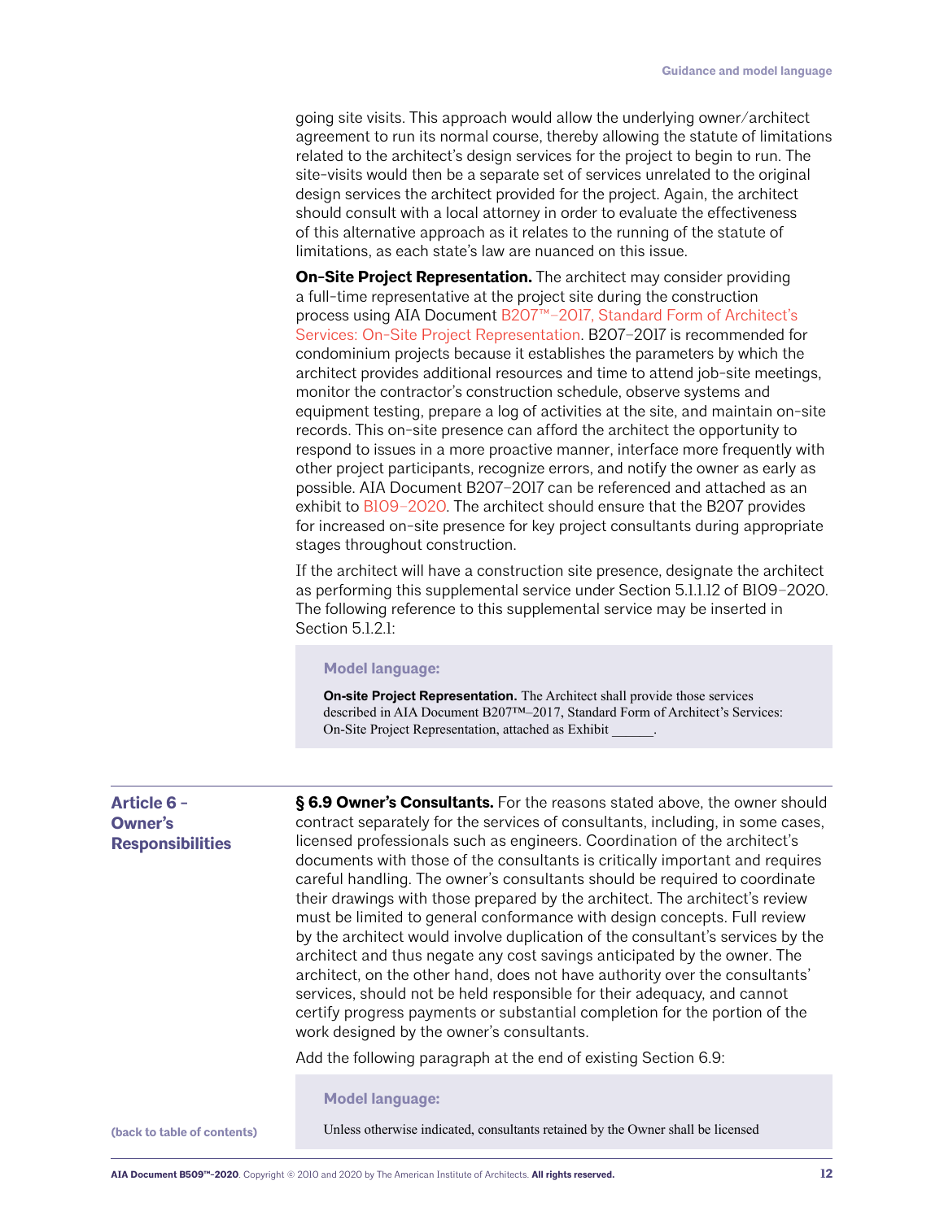going site visits. This approach would allow the underlying owner/architect agreement to run its normal course, thereby allowing the statute of limitations related to the architect's design services for the project to begin to run. The site-visits would then be a separate set of services unrelated to the original design services the architect provided for the project. Again, the architect should consult with a local attorney in order to evaluate the effectiveness of this alternative approach as it relates to the running of the statute of limitations, as each state's law are nuanced on this issue.

**On-Site Project Representation.** The architect may consider providing a full-time representative at the project site during the construction process using AIA Document B207™–2017, Standard Form of Architect's Services: On-Site Project Representation. B207–2017 is recommended for condominium projects because it establishes the parameters by which the architect provides additional resources and time to attend job-site meetings, monitor the contractor's construction schedule, observe systems and equipment testing, prepare a log of activities at the site, and maintain on-site records. This on-site presence can afford the architect the opportunity to respond to issues in a more proactive manner, interface more frequently with other project participants, recognize errors, and notify the owner as early as possible. AIA Document B207–2017 can be referenced and attached as an exhibit to B109–2020. The architect should ensure that the B207 provides for increased on-site presence for key project consultants during appropriate stages throughout construction.

If the architect will have a construction site presence, designate the architect as performing this supplemental service under Section 5.1.1.12 of B109–2020. The following reference to this supplemental service may be inserted in Section 5.1.2.1:

> **Model language:**
>
> **On-site Project Representation.** The Architect shall provide those services described in AIA Document B207™–2017, Standard Form of Architect's Services: On-Site Project Representation, attached as Exhibit ______.

## Article 6 – Owner's Responsibilities

**§ 6.9 Owner's Consultants.** For the reasons stated above, the owner should contract separately for the services of consultants, including, in some cases, licensed professionals such as engineers. Coordination of the architect's documents with those of the consultants is critically important and requires careful handling. The owner's consultants should be required to coordinate their drawings with those prepared by the architect. The architect's review must be limited to general conformance with design concepts. Full review by the architect would involve duplication of the consultant's services by the architect and thus negate any cost savings anticipated by the owner. The architect, on the other hand, does not have authority over the consultants' services, should not be held responsible for their adequacy, and cannot certify progress payments or substantial completion for the portion of the work designed by the owner's consultants.

Add the following paragraph at the end of existing Section 6.9:

> **Model language:**
>
> Unless otherwise indicated, consultants retained by the Owner shall be licensed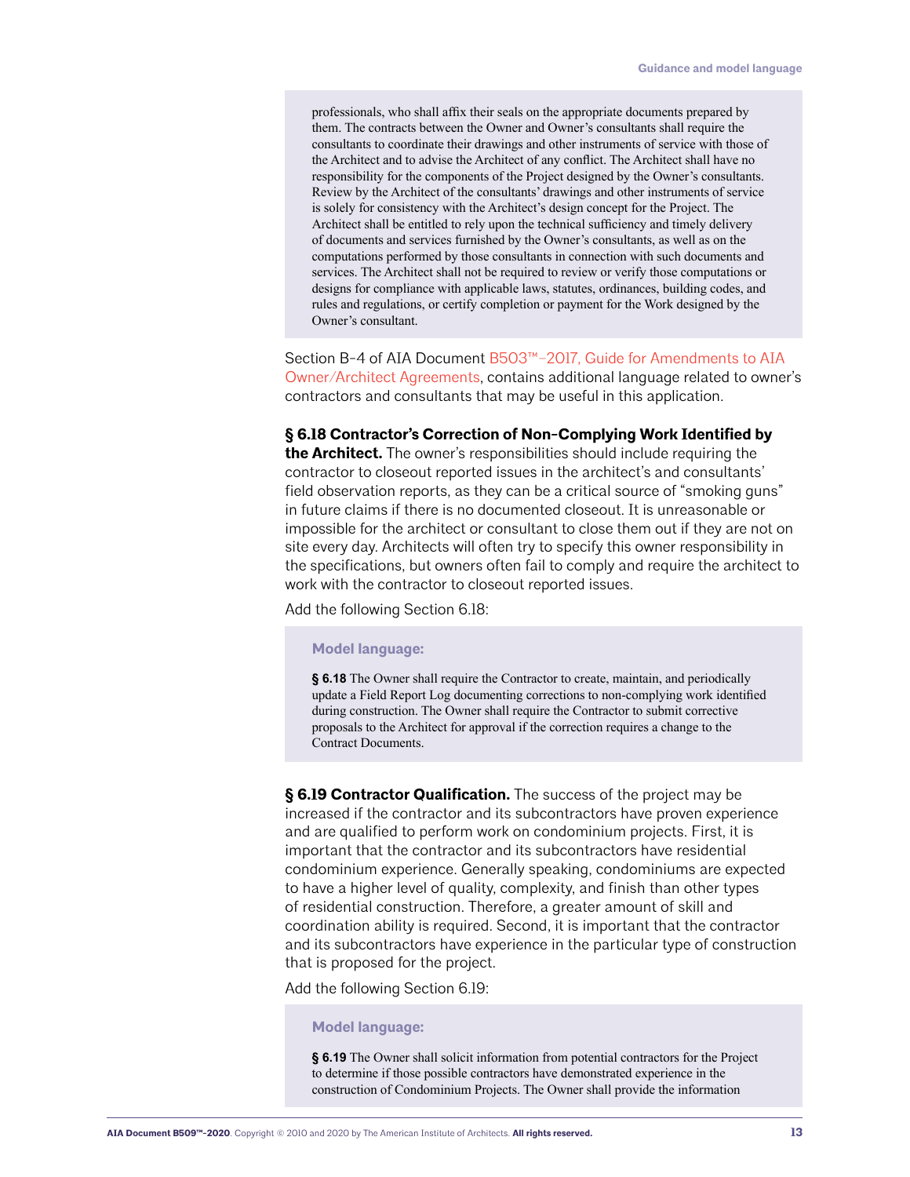professionals, who shall affix their seals on the appropriate documents prepared by them. The contracts between the Owner and Owner's consultants shall require the consultants to coordinate their drawings and other instruments of service with those of the Architect and to advise the Architect of any conflict. The Architect shall have no responsibility for the components of the Project designed by the Owner's consultants. Review by the Architect of the consultants' drawings and other instruments of service is solely for consistency with the Architect's design concept for the Project. The Architect shall be entitled to rely upon the technical sufficiency and timely delivery of documents and services furnished by the Owner's consultants, as well as on the computations performed by those consultants in connection with such documents and services. The Architect shall not be required to review or verify those computations or designs for compliance with applicable laws, statutes, ordinances, building codes, and rules and regulations, or certify completion or payment for the Work designed by the Owner's consultant.

Section B-4 of AIA Document B503™–2017, Guide for Amendments to AIA Owner/Architect Agreements, contains additional language related to owner's contractors and consultants that may be useful in this application.

**§ 6.18 Contractor's Correction of Non-Complying Work Identified by the Architect.** The owner's responsibilities should include requiring the contractor to closeout reported issues in the architect's and consultants' field observation reports, as they can be a critical source of "smoking guns" in future claims if there is no documented closeout. It is unreasonable or impossible for the architect or consultant to close them out if they are not on site every day. Architects will often try to specify this owner responsibility in the specifications, but owners often fail to comply and require the architect to work with the contractor to closeout reported issues.

Add the following Section 6.18:

**Model language:**

**§ 6.18** The Owner shall require the Contractor to create, maintain, and periodically update a Field Report Log documenting corrections to non-complying work identified during construction. The Owner shall require the Contractor to submit corrective proposals to the Architect for approval if the correction requires a change to the Contract Documents.

**§ 6.19 Contractor Qualification.** The success of the project may be increased if the contractor and its subcontractors have proven experience and are qualified to perform work on condominium projects. First, it is important that the contractor and its subcontractors have residential condominium experience. Generally speaking, condominiums are expected to have a higher level of quality, complexity, and finish than other types of residential construction. Therefore, a greater amount of skill and coordination ability is required. Second, it is important that the contractor and its subcontractors have experience in the particular type of construction that is proposed for the project.

Add the following Section 6.19:

**Model language:**

**§ 6.19** The Owner shall solicit information from potential contractors for the Project to determine if those possible contractors have demonstrated experience in the construction of Condominium Projects. The Owner shall provide the information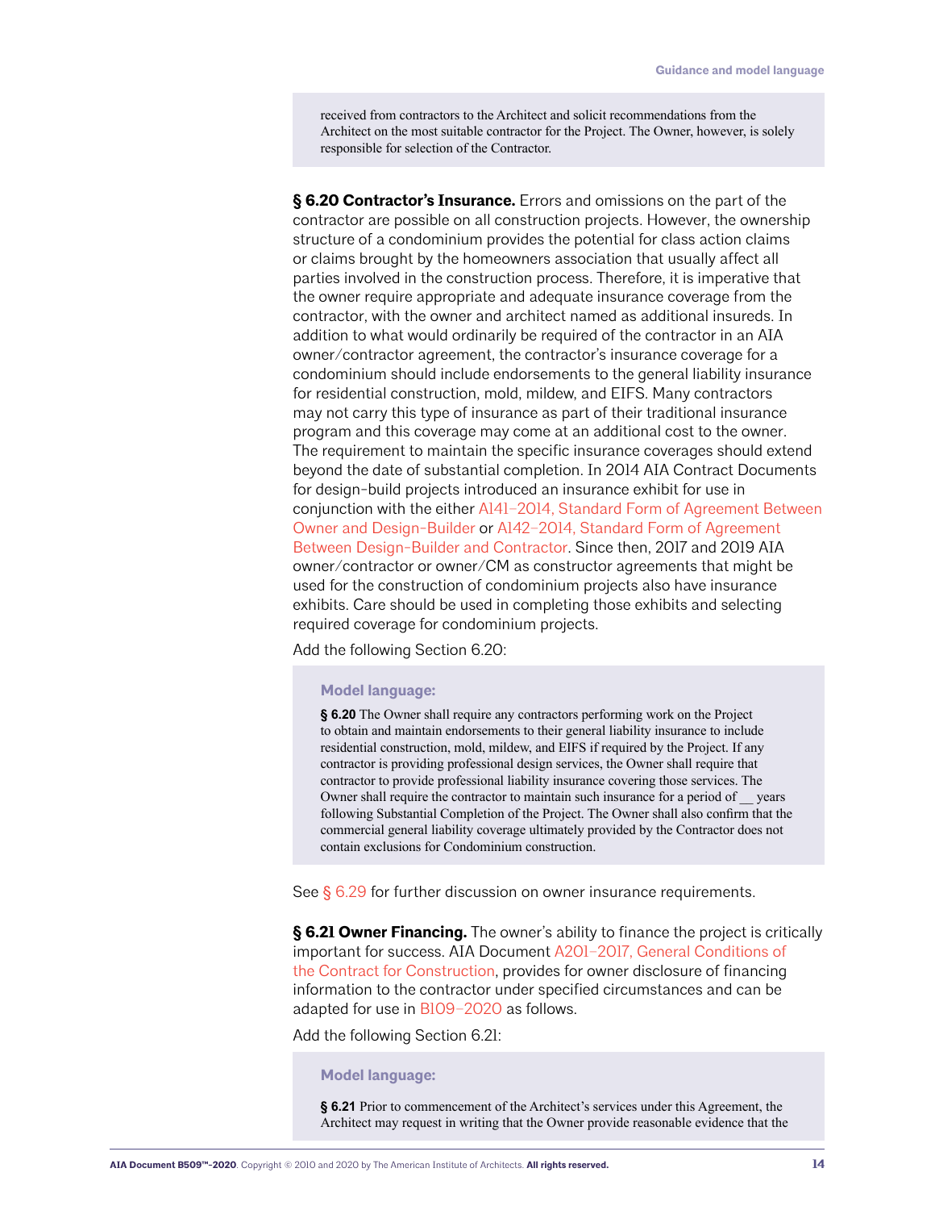received from contractors to the Architect and solicit recommendations from the Architect on the most suitable contractor for the Project. The Owner, however, is solely responsible for selection of the Contractor.

**§ 6.20 Contractor's Insurance.** Errors and omissions on the part of the contractor are possible on all construction projects. However, the ownership structure of a condominium provides the potential for class action claims or claims brought by the homeowners association that usually affect all parties involved in the construction process. Therefore, it is imperative that the owner require appropriate and adequate insurance coverage from the contractor, with the owner and architect named as additional insureds. In addition to what would ordinarily be required of the contractor in an AIA owner/contractor agreement, the contractor's insurance coverage for a condominium should include endorsements to the general liability insurance for residential construction, mold, mildew, and EIFS. Many contractors may not carry this type of insurance as part of their traditional insurance program and this coverage may come at an additional cost to the owner. The requirement to maintain the specific insurance coverages should extend beyond the date of substantial completion. In 2014 AIA Contract Documents for design-build projects introduced an insurance exhibit for use in conjunction with the either A141–2014, Standard Form of Agreement Between Owner and Design-Builder or A142–2014, Standard Form of Agreement Between Design-Builder and Contractor. Since then, 2017 and 2019 AIA owner/contractor or owner/CM as constructor agreements that might be used for the construction of condominium projects also have insurance exhibits. Care should be used in completing those exhibits and selecting required coverage for condominium projects.

Add the following Section 6.20:

**Model language:**

> **§ 6.20** The Owner shall require any contractors performing work on the Project to obtain and maintain endorsements to their general liability insurance to include residential construction, mold, mildew, and EIFS if required by the Project. If any contractor is providing professional design services, the Owner shall require that contractor to provide professional liability insurance covering those services. The Owner shall require the contractor to maintain such insurance for a period of __ years following Substantial Completion of the Project. The Owner shall also confirm that the commercial general liability coverage ultimately provided by the Contractor does not contain exclusions for Condominium construction.

See § 6.29 for further discussion on owner insurance requirements.

**§ 6.21 Owner Financing.** The owner's ability to finance the project is critically important for success. AIA Document A201–2017, General Conditions of the Contract for Construction, provides for owner disclosure of financing information to the contractor under specified circumstances and can be adapted for use in B109–2020 as follows.

Add the following Section 6.21:

**Model language:**

> **§ 6.21** Prior to commencement of the Architect's services under this Agreement, the Architect may request in writing that the Owner provide reasonable evidence that the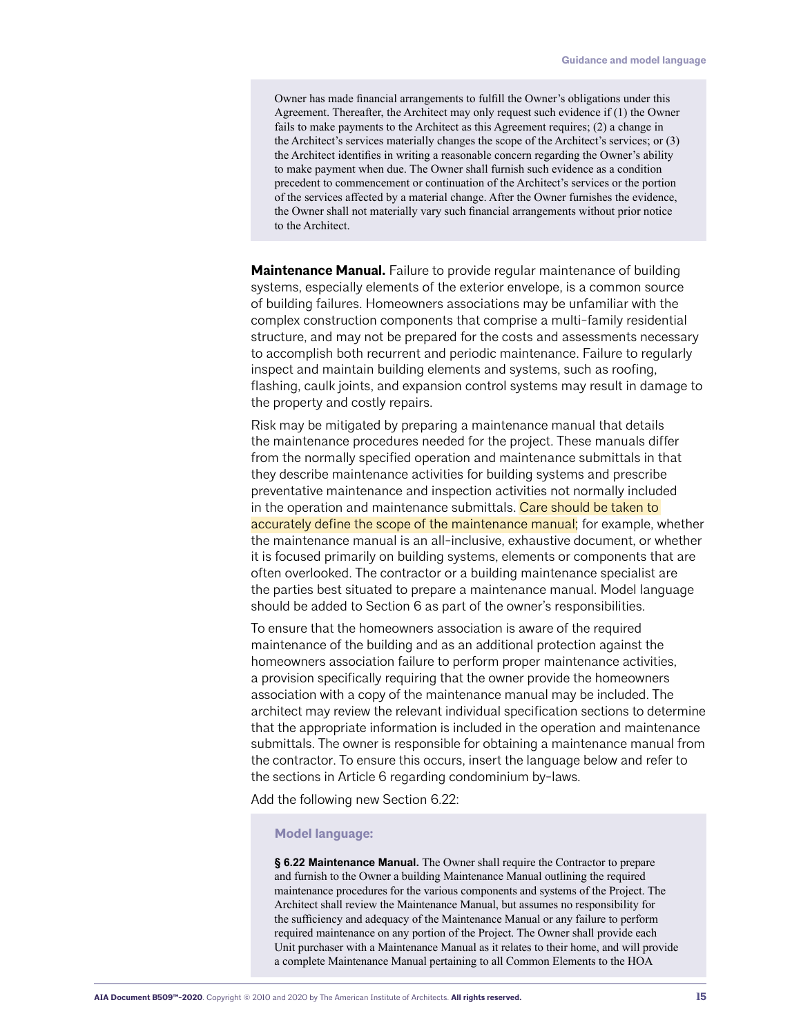Owner has made financial arrangements to fulfill the Owner's obligations under this Agreement. Thereafter, the Architect may only request such evidence if (1) the Owner fails to make payments to the Architect as this Agreement requires; (2) a change in the Architect's services materially changes the scope of the Architect's services; or (3) the Architect identifies in writing a reasonable concern regarding the Owner's ability to make payment when due. The Owner shall furnish such evidence as a condition precedent to commencement or continuation of the Architect's services or the portion of the services affected by a material change. After the Owner furnishes the evidence, the Owner shall not materially vary such financial arrangements without prior notice to the Architect.

**Maintenance Manual.** Failure to provide regular maintenance of building systems, especially elements of the exterior envelope, is a common source of building failures. Homeowners associations may be unfamiliar with the complex construction components that comprise a multi-family residential structure, and may not be prepared for the costs and assessments necessary to accomplish both recurrent and periodic maintenance. Failure to regularly inspect and maintain building elements and systems, such as roofing, flashing, caulk joints, and expansion control systems may result in damage to the property and costly repairs.

Risk may be mitigated by preparing a maintenance manual that details the maintenance procedures needed for the project. These manuals differ from the normally specified operation and maintenance submittals in that they describe maintenance activities for building systems and prescribe preventative maintenance and inspection activities not normally included in the operation and maintenance submittals. Care should be taken to accurately define the scope of the maintenance manual; for example, whether the maintenance manual is an all-inclusive, exhaustive document, or whether it is focused primarily on building systems, elements or components that are often overlooked. The contractor or a building maintenance specialist are the parties best situated to prepare a maintenance manual. Model language should be added to Section 6 as part of the owner's responsibilities.

To ensure that the homeowners association is aware of the required maintenance of the building and as an additional protection against the homeowners association failure to perform proper maintenance activities, a provision specifically requiring that the owner provide the homeowners association with a copy of the maintenance manual may be included. The architect may review the relevant individual specification sections to determine that the appropriate information is included in the operation and maintenance submittals. The owner is responsible for obtaining a maintenance manual from the contractor. To ensure this occurs, insert the language below and refer to the sections in Article 6 regarding condominium by-laws.

Add the following new Section 6.22:

**Model language:**

**§ 6.22 Maintenance Manual.** The Owner shall require the Contractor to prepare and furnish to the Owner a building Maintenance Manual outlining the required maintenance procedures for the various components and systems of the Project. The Architect shall review the Maintenance Manual, but assumes no responsibility for the sufficiency and adequacy of the Maintenance Manual or any failure to perform required maintenance on any portion of the Project. The Owner shall provide each Unit purchaser with a Maintenance Manual as it relates to their home, and will provide a complete Maintenance Manual pertaining to all Common Elements to the HOA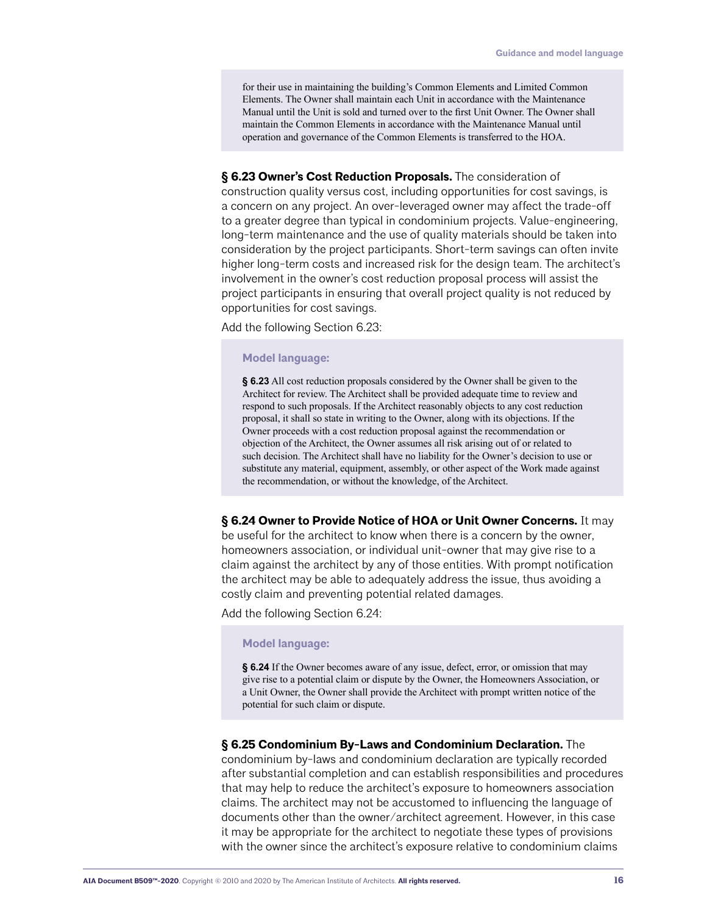> for their use in maintaining the building's Common Elements and Limited Common Elements. The Owner shall maintain each Unit in accordance with the Maintenance Manual until the Unit is sold and turned over to the first Unit Owner. The Owner shall maintain the Common Elements in accordance with the Maintenance Manual until operation and governance of the Common Elements is transferred to the HOA.

**§ 6.23 Owner's Cost Reduction Proposals.** The consideration of construction quality versus cost, including opportunities for cost savings, is a concern on any project. An over-leveraged owner may affect the trade-off to a greater degree than typical in condominium projects. Value-engineering, long-term maintenance and the use of quality materials should be taken into consideration by the project participants. Short-term savings can often invite higher long-term costs and increased risk for the design team. The architect's involvement in the owner's cost reduction proposal process will assist the project participants in ensuring that overall project quality is not reduced by opportunities for cost savings.

Add the following Section 6.23:

> **Model language:**
>
> **§ 6.23** All cost reduction proposals considered by the Owner shall be given to the Architect for review. The Architect shall be provided adequate time to review and respond to such proposals. If the Architect reasonably objects to any cost reduction proposal, it shall so state in writing to the Owner, along with its objections. If the Owner proceeds with a cost reduction proposal against the recommendation or objection of the Architect, the Owner assumes all risk arising out of or related to such decision. The Architect shall have no liability for the Owner's decision to use or substitute any material, equipment, assembly, or other aspect of the Work made against the recommendation, or without the knowledge, of the Architect.

**§ 6.24 Owner to Provide Notice of HOA or Unit Owner Concerns.** It may be useful for the architect to know when there is a concern by the owner, homeowners association, or individual unit-owner that may give rise to a claim against the architect by any of those entities. With prompt notification the architect may be able to adequately address the issue, thus avoiding a costly claim and preventing potential related damages.

Add the following Section 6.24:

> **Model language:**
>
> **§ 6.24** If the Owner becomes aware of any issue, defect, error, or omission that may give rise to a potential claim or dispute by the Owner, the Homeowners Association, or a Unit Owner, the Owner shall provide the Architect with prompt written notice of the potential for such claim or dispute.

**§ 6.25 Condominium By-Laws and Condominium Declaration.** The condominium by-laws and condominium declaration are typically recorded after substantial completion and can establish responsibilities and procedures that may help to reduce the architect's exposure to homeowners association claims. The architect may not be accustomed to influencing the language of documents other than the owner/architect agreement. However, in this case it may be appropriate for the architect to negotiate these types of provisions with the owner since the architect's exposure relative to condominium claims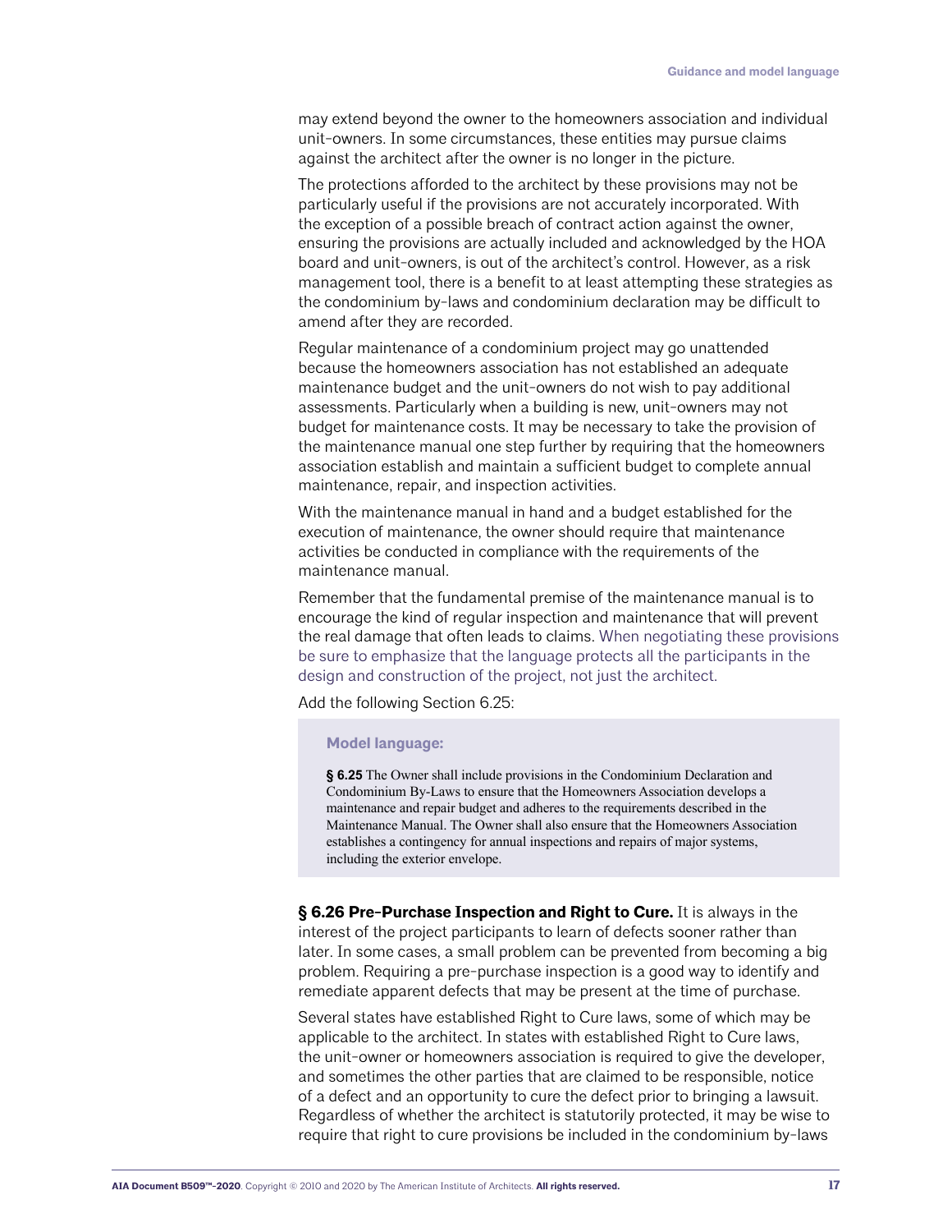may extend beyond the owner to the homeowners association and individual unit-owners. In some circumstances, these entities may pursue claims against the architect after the owner is no longer in the picture.

The protections afforded to the architect by these provisions may not be particularly useful if the provisions are not accurately incorporated. With the exception of a possible breach of contract action against the owner, ensuring the provisions are actually included and acknowledged by the HOA board and unit-owners, is out of the architect's control. However, as a risk management tool, there is a benefit to at least attempting these strategies as the condominium by-laws and condominium declaration may be difficult to amend after they are recorded.

Regular maintenance of a condominium project may go unattended because the homeowners association has not established an adequate maintenance budget and the unit-owners do not wish to pay additional assessments. Particularly when a building is new, unit-owners may not budget for maintenance costs. It may be necessary to take the provision of the maintenance manual one step further by requiring that the homeowners association establish and maintain a sufficient budget to complete annual maintenance, repair, and inspection activities.

With the maintenance manual in hand and a budget established for the execution of maintenance, the owner should require that maintenance activities be conducted in compliance with the requirements of the maintenance manual.

Remember that the fundamental premise of the maintenance manual is to encourage the kind of regular inspection and maintenance that will prevent the real damage that often leads to claims. When negotiating these provisions be sure to emphasize that the language protects all the participants in the design and construction of the project, not just the architect.

Add the following Section 6.25:

> **Model language:**
>
> **§ 6.25** The Owner shall include provisions in the Condominium Declaration and Condominium By-Laws to ensure that the Homeowners Association develops a maintenance and repair budget and adheres to the requirements described in the Maintenance Manual. The Owner shall also ensure that the Homeowners Association establishes a contingency for annual inspections and repairs of major systems, including the exterior envelope.

**§ 6.26 Pre-Purchase Inspection and Right to Cure.** It is always in the interest of the project participants to learn of defects sooner rather than later. In some cases, a small problem can be prevented from becoming a big problem. Requiring a pre-purchase inspection is a good way to identify and remediate apparent defects that may be present at the time of purchase.

Several states have established Right to Cure laws, some of which may be applicable to the architect. In states with established Right to Cure laws, the unit-owner or homeowners association is required to give the developer, and sometimes the other parties that are claimed to be responsible, notice of a defect and an opportunity to cure the defect prior to bringing a lawsuit. Regardless of whether the architect is statutorily protected, it may be wise to require that right to cure provisions be included in the condominium by-laws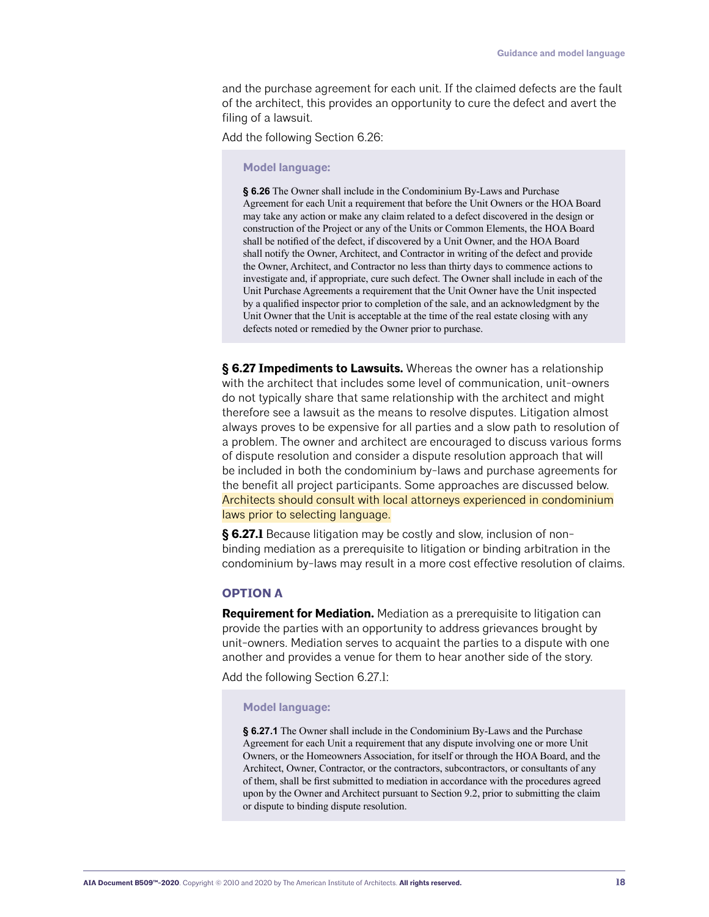and the purchase agreement for each unit. If the claimed defects are the fault of the architect, this provides an opportunity to cure the defect and avert the filing of a lawsuit.

Add the following Section 6.26:

> **Model language:**
>
> **§ 6.26** The Owner shall include in the Condominium By-Laws and Purchase Agreement for each Unit a requirement that before the Unit Owners or the HOA Board may take any action or make any claim related to a defect discovered in the design or construction of the Project or any of the Units or Common Elements, the HOA Board shall be notified of the defect, if discovered by a Unit Owner, and the HOA Board shall notify the Owner, Architect, and Contractor in writing of the defect and provide the Owner, Architect, and Contractor no less than thirty days to commence actions to investigate and, if appropriate, cure such defect. The Owner shall include in each of the Unit Purchase Agreements a requirement that the Unit Owner have the Unit inspected by a qualified inspector prior to completion of the sale, and an acknowledgment by the Unit Owner that the Unit is acceptable at the time of the real estate closing with any defects noted or remedied by the Owner prior to purchase.

**§ 6.27 Impediments to Lawsuits.** Whereas the owner has a relationship with the architect that includes some level of communication, unit-owners do not typically share that same relationship with the architect and might therefore see a lawsuit as the means to resolve disputes. Litigation almost always proves to be expensive for all parties and a slow path to resolution of a problem. The owner and architect are encouraged to discuss various forms of dispute resolution and consider a dispute resolution approach that will be included in both the condominium by-laws and purchase agreements for the benefit all project participants. Some approaches are discussed below. Architects should consult with local attorneys experienced in condominium laws prior to selecting language.

**§ 6.27.1** Because litigation may be costly and slow, inclusion of non-binding mediation as a prerequisite to litigation or binding arbitration in the condominium by-laws may result in a more cost effective resolution of claims.

### OPTION A

**Requirement for Mediation.** Mediation as a prerequisite to litigation can provide the parties with an opportunity to address grievances brought by unit-owners. Mediation serves to acquaint the parties to a dispute with one another and provides a venue for them to hear another side of the story.

Add the following Section 6.27.1:

> **Model language:**
>
> **§ 6.27.1** The Owner shall include in the Condominium By-Laws and the Purchase Agreement for each Unit a requirement that any dispute involving one or more Unit Owners, or the Homeowners Association, for itself or through the HOA Board, and the Architect, Owner, Contractor, or the contractors, subcontractors, or consultants of any of them, shall be first submitted to mediation in accordance with the procedures agreed upon by the Owner and Architect pursuant to Section 9.2, prior to submitting the claim or dispute to binding dispute resolution.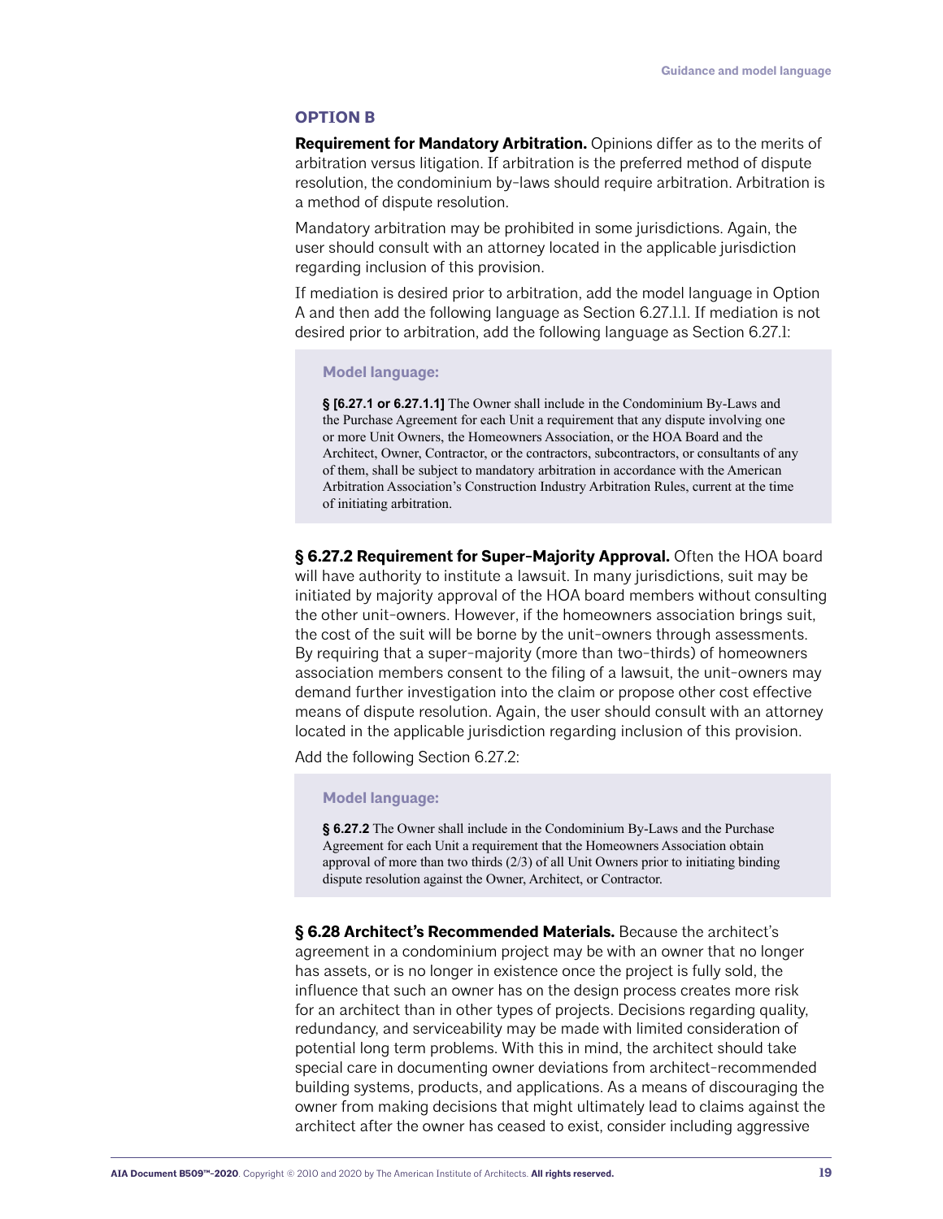### OPTION B

**Requirement for Mandatory Arbitration.** Opinions differ as to the merits of arbitration versus litigation. If arbitration is the preferred method of dispute resolution, the condominium by-laws should require arbitration. Arbitration is a method of dispute resolution.

Mandatory arbitration may be prohibited in some jurisdictions. Again, the user should consult with an attorney located in the applicable jurisdiction regarding inclusion of this provision.

If mediation is desired prior to arbitration, add the model language in Option A and then add the following language as Section 6.27.1.1. If mediation is not desired prior to arbitration, add the following language as Section 6.27.1:

> **Model language:**
>
> **§ [6.27.1 or 6.27.1.1]** The Owner shall include in the Condominium By-Laws and the Purchase Agreement for each Unit a requirement that any dispute involving one or more Unit Owners, the Homeowners Association, or the HOA Board and the Architect, Owner, Contractor, or the contractors, subcontractors, or consultants of any of them, shall be subject to mandatory arbitration in accordance with the American Arbitration Association's Construction Industry Arbitration Rules, current at the time of initiating arbitration.

**§ 6.27.2 Requirement for Super-Majority Approval.** Often the HOA board will have authority to institute a lawsuit. In many jurisdictions, suit may be initiated by majority approval of the HOA board members without consulting the other unit-owners. However, if the homeowners association brings suit, the cost of the suit will be borne by the unit-owners through assessments. By requiring that a super-majority (more than two-thirds) of homeowners association members consent to the filing of a lawsuit, the unit-owners may demand further investigation into the claim or propose other cost effective means of dispute resolution. Again, the user should consult with an attorney located in the applicable jurisdiction regarding inclusion of this provision.

Add the following Section 6.27.2:

> **Model language:**
>
> **§ 6.27.2** The Owner shall include in the Condominium By-Laws and the Purchase Agreement for each Unit a requirement that the Homeowners Association obtain approval of more than two thirds (2/3) of all Unit Owners prior to initiating binding dispute resolution against the Owner, Architect, or Contractor.

**§ 6.28 Architect's Recommended Materials.** Because the architect's agreement in a condominium project may be with an owner that no longer has assets, or is no longer in existence once the project is fully sold, the influence that such an owner has on the design process creates more risk for an architect than in other types of projects. Decisions regarding quality, redundancy, and serviceability may be made with limited consideration of potential long term problems. With this in mind, the architect should take special care in documenting owner deviations from architect-recommended building systems, products, and applications. As a means of discouraging the owner from making decisions that might ultimately lead to claims against the architect after the owner has ceased to exist, consider including aggressive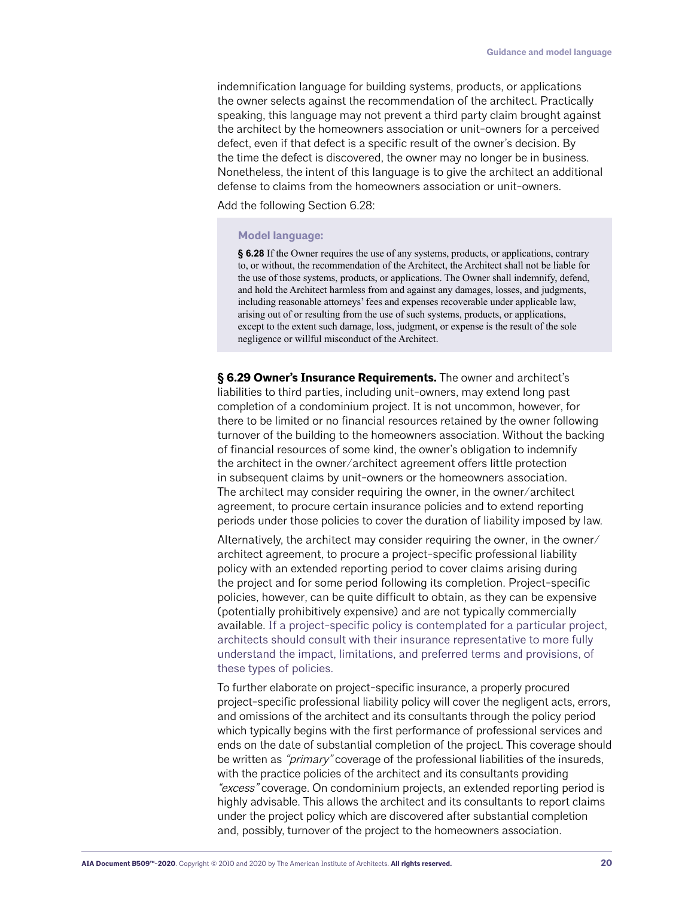indemnification language for building systems, products, or applications the owner selects against the recommendation of the architect. Practically speaking, this language may not prevent a third party claim brought against the architect by the homeowners association or unit-owners for a perceived defect, even if that defect is a specific result of the owner's decision. By the time the defect is discovered, the owner may no longer be in business. Nonetheless, the intent of this language is to give the architect an additional defense to claims from the homeowners association or unit-owners.

Add the following Section 6.28:

> **Model language:**
>
> **§ 6.28** If the Owner requires the use of any systems, products, or applications, contrary to, or without, the recommendation of the Architect, the Architect shall not be liable for the use of those systems, products, or applications. The Owner shall indemnify, defend, and hold the Architect harmless from and against any damages, losses, and judgments, including reasonable attorneys' fees and expenses recoverable under applicable law, arising out of or resulting from the use of such systems, products, or applications, except to the extent such damage, loss, judgment, or expense is the result of the sole negligence or willful misconduct of the Architect.

**§ 6.29 Owner's Insurance Requirements.** The owner and architect's liabilities to third parties, including unit-owners, may extend long past completion of a condominium project. It is not uncommon, however, for there to be limited or no financial resources retained by the owner following turnover of the building to the homeowners association. Without the backing of financial resources of some kind, the owner's obligation to indemnify the architect in the owner/architect agreement offers little protection in subsequent claims by unit-owners or the homeowners association. The architect may consider requiring the owner, in the owner/architect agreement, to procure certain insurance policies and to extend reporting periods under those policies to cover the duration of liability imposed by law.

Alternatively, the architect may consider requiring the owner, in the owner/architect agreement, to procure a project-specific professional liability policy with an extended reporting period to cover claims arising during the project and for some period following its completion. Project-specific policies, however, can be quite difficult to obtain, as they can be expensive (potentially prohibitively expensive) and are not typically commercially available. If a project-specific policy is contemplated for a particular project, architects should consult with their insurance representative to more fully understand the impact, limitations, and preferred terms and provisions, of these types of policies.

To further elaborate on project-specific insurance, a properly procured project-specific professional liability policy will cover the negligent acts, errors, and omissions of the architect and its consultants through the policy period which typically begins with the first performance of professional services and ends on the date of substantial completion of the project. This coverage should be written as *"primary"* coverage of the professional liabilities of the insureds, with the practice policies of the architect and its consultants providing *"excess"* coverage. On condominium projects, an extended reporting period is highly advisable. This allows the architect and its consultants to report claims under the project policy which are discovered after substantial completion and, possibly, turnover of the project to the homeowners association.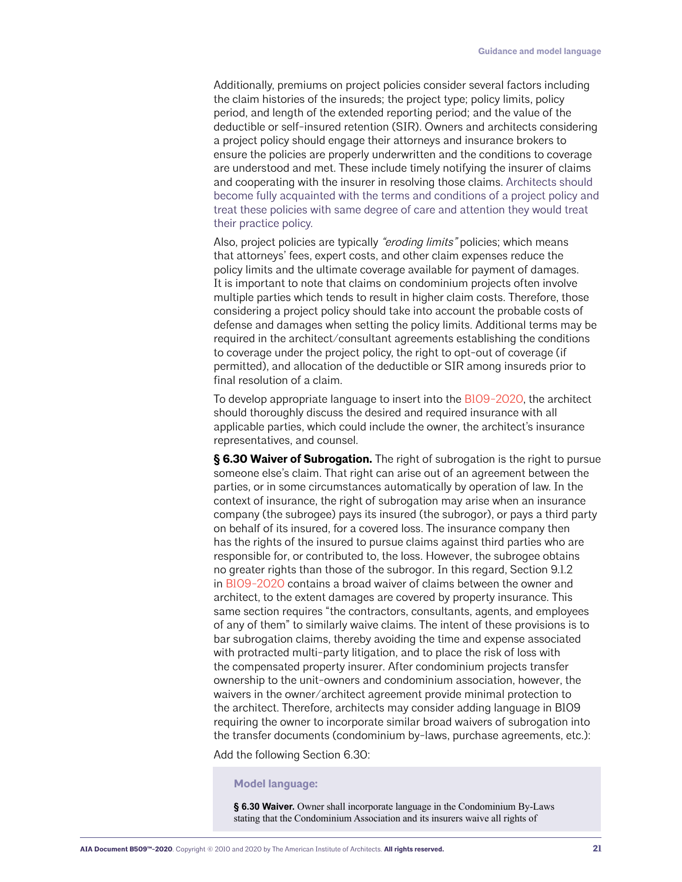Additionally, premiums on project policies consider several factors including the claim histories of the insureds; the project type; policy limits, policy period, and length of the extended reporting period; and the value of the deductible or self-insured retention (SIR). Owners and architects considering a project policy should engage their attorneys and insurance brokers to ensure the policies are properly underwritten and the conditions to coverage are understood and met. These include timely notifying the insurer of claims and cooperating with the insurer in resolving those claims. Architects should become fully acquainted with the terms and conditions of a project policy and treat these policies with same degree of care and attention they would treat their practice policy.

Also, project policies are typically *"eroding limits"* policies; which means that attorneys' fees, expert costs, and other claim expenses reduce the policy limits and the ultimate coverage available for payment of damages. It is important to note that claims on condominium projects often involve multiple parties which tends to result in higher claim costs. Therefore, those considering a project policy should take into account the probable costs of defense and damages when setting the policy limits. Additional terms may be required in the architect/consultant agreements establishing the conditions to coverage under the project policy, the right to opt-out of coverage (if permitted), and allocation of the deductible or SIR among insureds prior to final resolution of a claim.

To develop appropriate language to insert into the B109-2020, the architect should thoroughly discuss the desired and required insurance with all applicable parties, which could include the owner, the architect's insurance representatives, and counsel.

**§ 6.30 Waiver of Subrogation.** The right of subrogation is the right to pursue someone else's claim. That right can arise out of an agreement between the parties, or in some circumstances automatically by operation of law. In the context of insurance, the right of subrogation may arise when an insurance company (the subrogee) pays its insured (the subrogor), or pays a third party on behalf of its insured, for a covered loss. The insurance company then has the rights of the insured to pursue claims against third parties who are responsible for, or contributed to, the loss. However, the subrogee obtains no greater rights than those of the subrogor. In this regard, Section 9.1.2 in B109-2020 contains a broad waiver of claims between the owner and architect, to the extent damages are covered by property insurance. This same section requires "the contractors, consultants, agents, and employees of any of them" to similarly waive claims. The intent of these provisions is to bar subrogation claims, thereby avoiding the time and expense associated with protracted multi-party litigation, and to place the risk of loss with the compensated property insurer. After condominium projects transfer ownership to the unit-owners and condominium association, however, the waivers in the owner/architect agreement provide minimal protection to the architect. Therefore, architects may consider adding language in B109 requiring the owner to incorporate similar broad waivers of subrogation into the transfer documents (condominium by-laws, purchase agreements, etc.):

Add the following Section 6.30:

**Model language:**

**§ 6.30 Waiver.** Owner shall incorporate language in the Condominium By-Laws stating that the Condominium Association and its insurers waive all rights of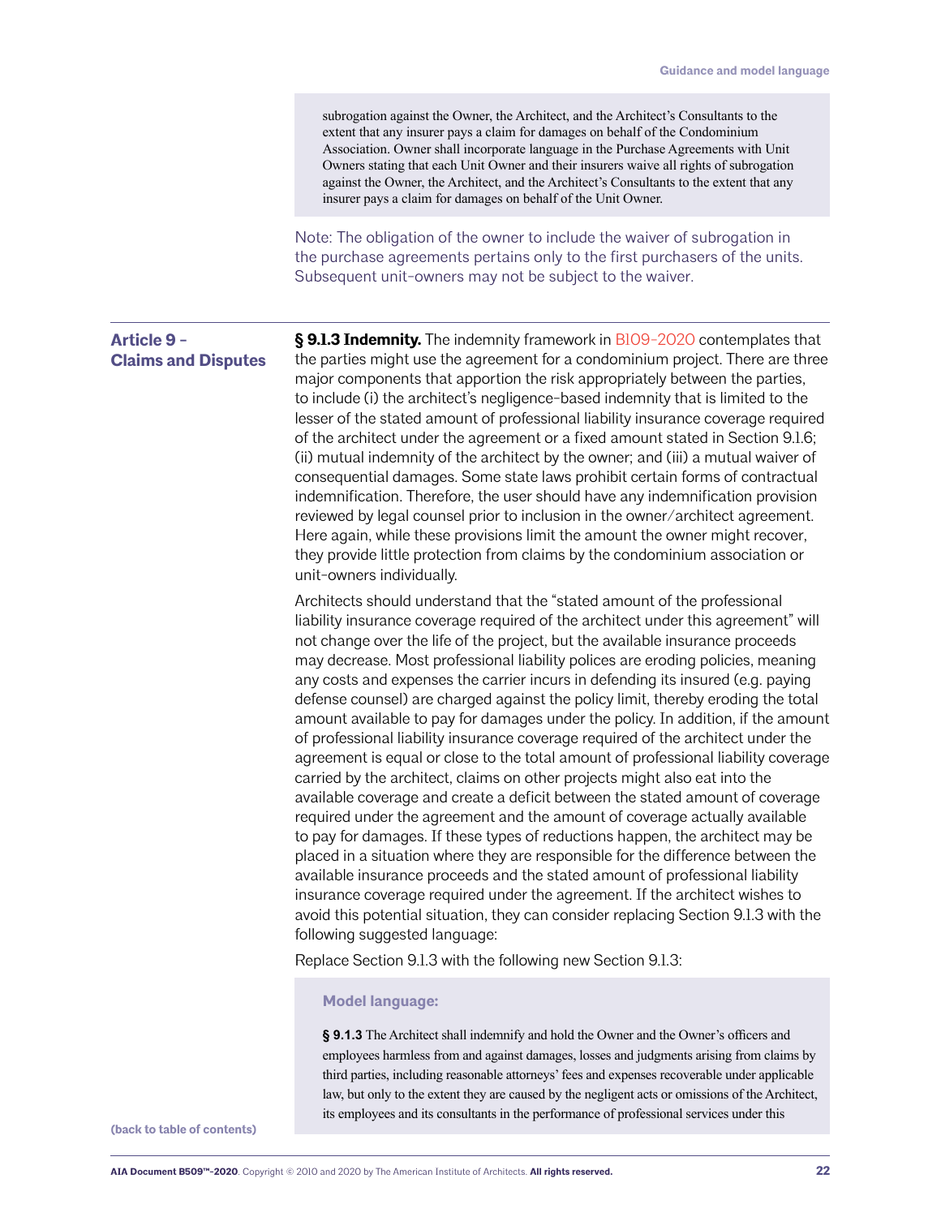> subrogation against the Owner, the Architect, and the Architect's Consultants to the extent that any insurer pays a claim for damages on behalf of the Condominium Association. Owner shall incorporate language in the Purchase Agreements with Unit Owners stating that each Unit Owner and their insurers waive all rights of subrogation against the Owner, the Architect, and the Architect's Consultants to the extent that any insurer pays a claim for damages on behalf of the Unit Owner.

Note: The obligation of the owner to include the waiver of subrogation in the purchase agreements pertains only to the first purchasers of the units. Subsequent unit-owners may not be subject to the waiver.

## Article 9 – Claims and Disputes

**§ 9.1.3 Indemnity.** The indemnity framework in B109–2020 contemplates that the parties might use the agreement for a condominium project. There are three major components that apportion the risk appropriately between the parties, to include (i) the architect's negligence-based indemnity that is limited to the lesser of the stated amount of professional liability insurance coverage required of the architect under the agreement or a fixed amount stated in Section 9.1.6; (ii) mutual indemnity of the architect by the owner; and (iii) a mutual waiver of consequential damages. Some state laws prohibit certain forms of contractual indemnification. Therefore, the user should have any indemnification provision reviewed by legal counsel prior to inclusion in the owner/architect agreement. Here again, while these provisions limit the amount the owner might recover, they provide little protection from claims by the condominium association or unit-owners individually.

Architects should understand that the "stated amount of the professional liability insurance coverage required of the architect under this agreement" will not change over the life of the project, but the available insurance proceeds may decrease. Most professional liability polices are eroding policies, meaning any costs and expenses the carrier incurs in defending its insured (e.g. paying defense counsel) are charged against the policy limit, thereby eroding the total amount available to pay for damages under the policy. In addition, if the amount of professional liability insurance coverage required of the architect under the agreement is equal or close to the total amount of professional liability coverage carried by the architect, claims on other projects might also eat into the available coverage and create a deficit between the stated amount of coverage required under the agreement and the amount of coverage actually available to pay for damages. If these types of reductions happen, the architect may be placed in a situation where they are responsible for the difference between the available insurance proceeds and the stated amount of professional liability insurance coverage required under the agreement. If the architect wishes to avoid this potential situation, they can consider replacing Section 9.1.3 with the following suggested language:

Replace Section 9.1.3 with the following new Section 9.1.3:

> **Model language:**
>
> **§ 9.1.3** The Architect shall indemnify and hold the Owner and the Owner's officers and employees harmless from and against damages, losses and judgments arising from claims by third parties, including reasonable attorneys' fees and expenses recoverable under applicable law, but only to the extent they are caused by the negligent acts or omissions of the Architect, its employees and its consultants in the performance of professional services under this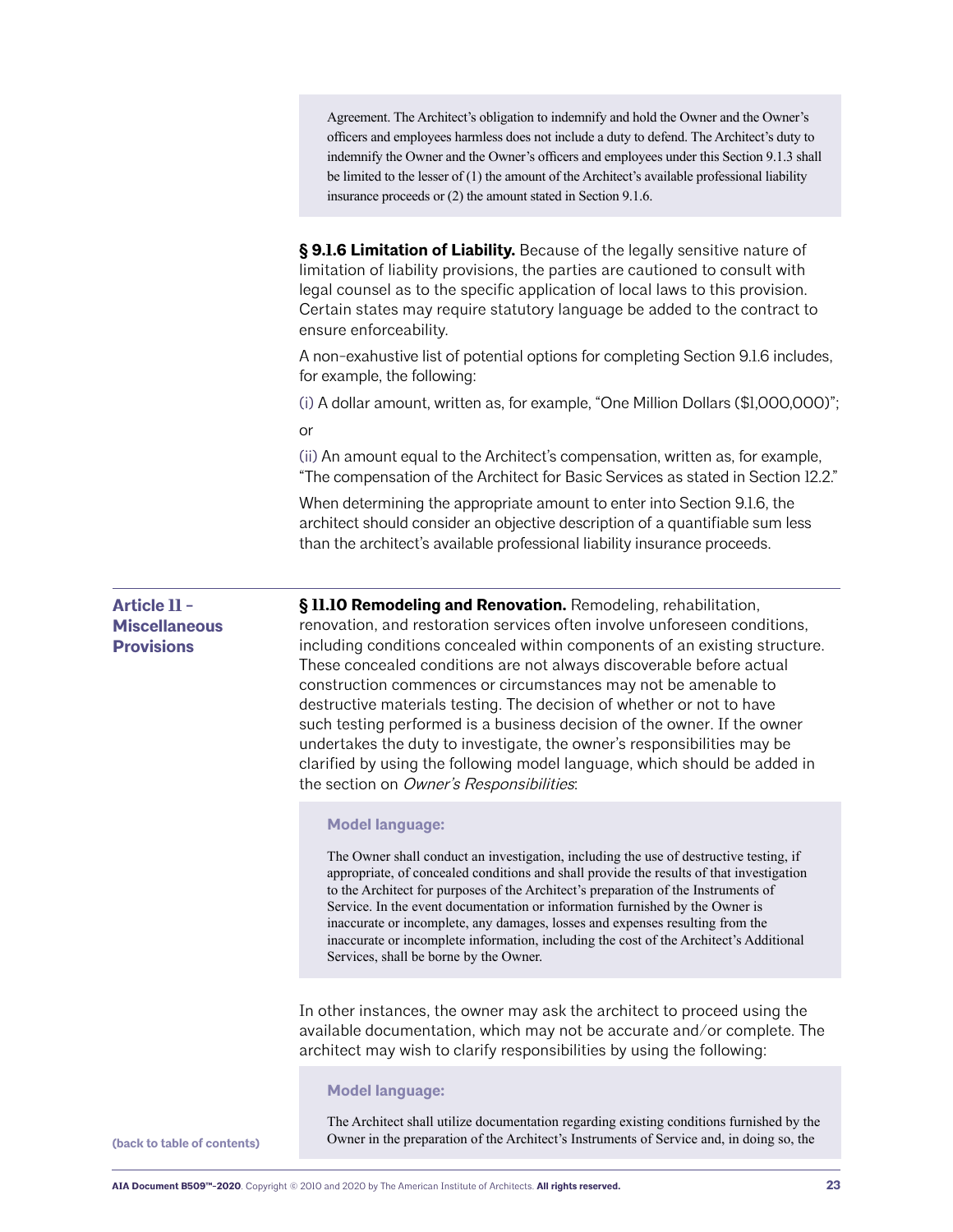> Agreement. The Architect's obligation to indemnify and hold the Owner and the Owner's officers and employees harmless does not include a duty to defend. The Architect's duty to indemnify the Owner and the Owner's officers and employees under this Section 9.1.3 shall be limited to the lesser of (1) the amount of the Architect's available professional liability insurance proceeds or (2) the amount stated in Section 9.1.6.

**§ 9.1.6 Limitation of Liability.** Because of the legally sensitive nature of limitation of liability provisions, the parties are cautioned to consult with legal counsel as to the specific application of local laws to this provision. Certain states may require statutory language be added to the contract to ensure enforceability.

A non-exahustive list of potential options for completing Section 9.1.6 includes, for example, the following:

(i) A dollar amount, written as, for example, "One Million Dollars ($1,000,000)";

or

(ii) An amount equal to the Architect's compensation, written as, for example, "The compensation of the Architect for Basic Services as stated in Section 12.2."

When determining the appropriate amount to enter into Section 9.1.6, the architect should consider an objective description of a quantifiable sum less than the architect's available professional liability insurance proceeds.

## Article 11 – Miscellaneous Provisions

**§ 11.10 Remodeling and Renovation.** Remodeling, rehabilitation, renovation, and restoration services often involve unforeseen conditions, including conditions concealed within components of an existing structure. These concealed conditions are not always discoverable before actual construction commences or circumstances may not be amenable to destructive materials testing. The decision of whether or not to have such testing performed is a business decision of the owner. If the owner undertakes the duty to investigate, the owner's responsibilities may be clarified by using the following model language, which should be added in the section on *Owner's Responsibilities*:

> **Model language:**
>
> The Owner shall conduct an investigation, including the use of destructive testing, if appropriate, of concealed conditions and shall provide the results of that investigation to the Architect for purposes of the Architect's preparation of the Instruments of Service. In the event documentation or information furnished by the Owner is inaccurate or incomplete, any damages, losses and expenses resulting from the inaccurate or incomplete information, including the cost of the Architect's Additional Services, shall be borne by the Owner.

In other instances, the owner may ask the architect to proceed using the available documentation, which may not be accurate and/or complete. The architect may wish to clarify responsibilities by using the following:

> **Model language:**
>
> The Architect shall utilize documentation regarding existing conditions furnished by the Owner in the preparation of the Architect's Instruments of Service and, in doing so, the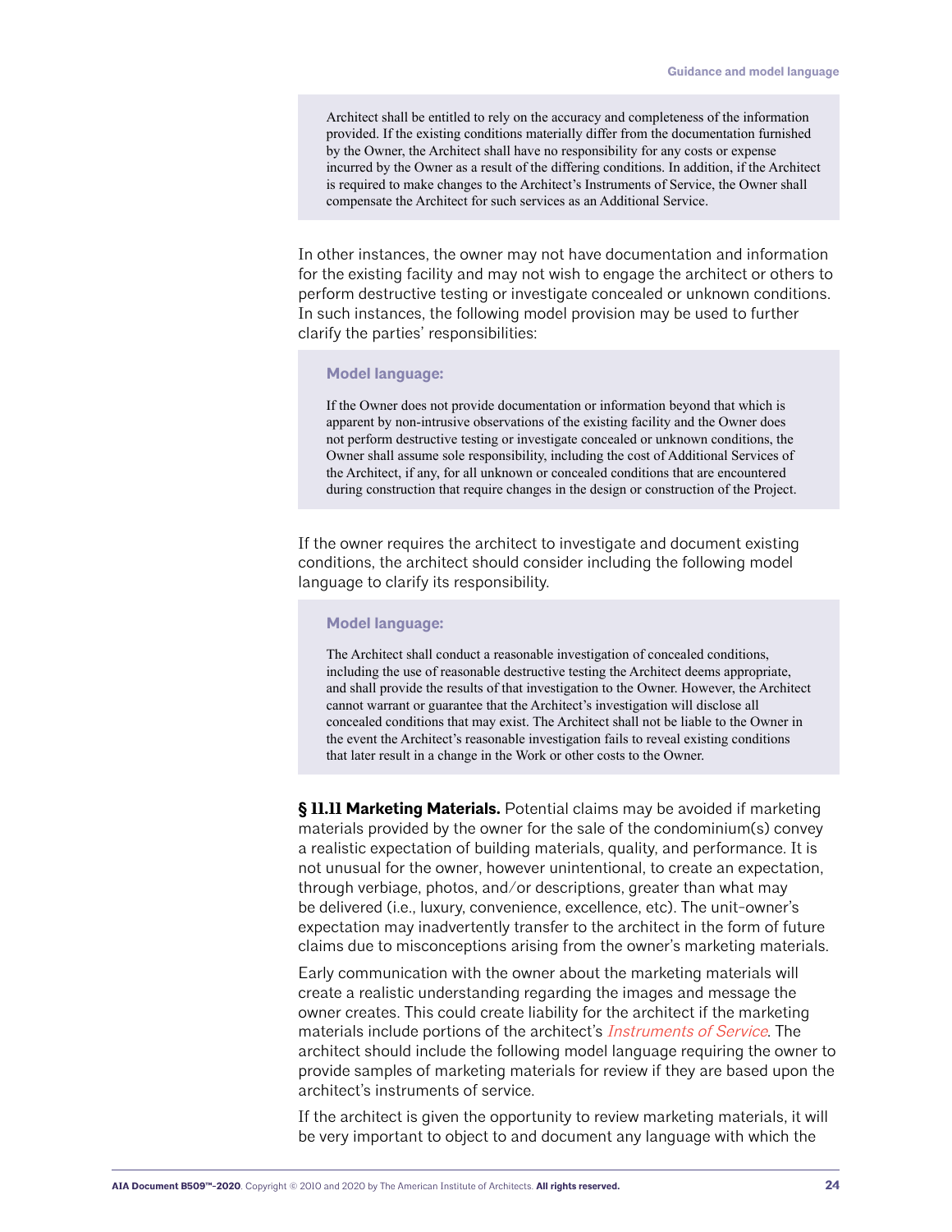> Architect shall be entitled to rely on the accuracy and completeness of the information provided. If the existing conditions materially differ from the documentation furnished by the Owner, the Architect shall have no responsibility for any costs or expense incurred by the Owner as a result of the differing conditions. In addition, if the Architect is required to make changes to the Architect's Instruments of Service, the Owner shall compensate the Architect for such services as an Additional Service.

In other instances, the owner may not have documentation and information for the existing facility and may not wish to engage the architect or others to perform destructive testing or investigate concealed or unknown conditions. In such instances, the following model provision may be used to further clarify the parties' responsibilities:

> **Model language:**
>
> If the Owner does not provide documentation or information beyond that which is apparent by non-intrusive observations of the existing facility and the Owner does not perform destructive testing or investigate concealed or unknown conditions, the Owner shall assume sole responsibility, including the cost of Additional Services of the Architect, if any, for all unknown or concealed conditions that are encountered during construction that require changes in the design or construction of the Project.

If the owner requires the architect to investigate and document existing conditions, the architect should consider including the following model language to clarify its responsibility.

> **Model language:**
>
> The Architect shall conduct a reasonable investigation of concealed conditions, including the use of reasonable destructive testing the Architect deems appropriate, and shall provide the results of that investigation to the Owner. However, the Architect cannot warrant or guarantee that the Architect's investigation will disclose all concealed conditions that may exist. The Architect shall not be liable to the Owner in the event the Architect's reasonable investigation fails to reveal existing conditions that later result in a change in the Work or other costs to the Owner.

**§ 11.11 Marketing Materials.** Potential claims may be avoided if marketing materials provided by the owner for the sale of the condominium(s) convey a realistic expectation of building materials, quality, and performance. It is not unusual for the owner, however unintentional, to create an expectation, through verbiage, photos, and/or descriptions, greater than what may be delivered (i.e., luxury, convenience, excellence, etc). The unit-owner's expectation may inadvertently transfer to the architect in the form of future claims due to misconceptions arising from the owner's marketing materials.

Early communication with the owner about the marketing materials will create a realistic understanding regarding the images and message the owner creates. This could create liability for the architect if the marketing materials include portions of the architect's *Instruments of Service*. The architect should include the following model language requiring the owner to provide samples of marketing materials for review if they are based upon the architect's instruments of service.

If the architect is given the opportunity to review marketing materials, it will be very important to object to and document any language with which the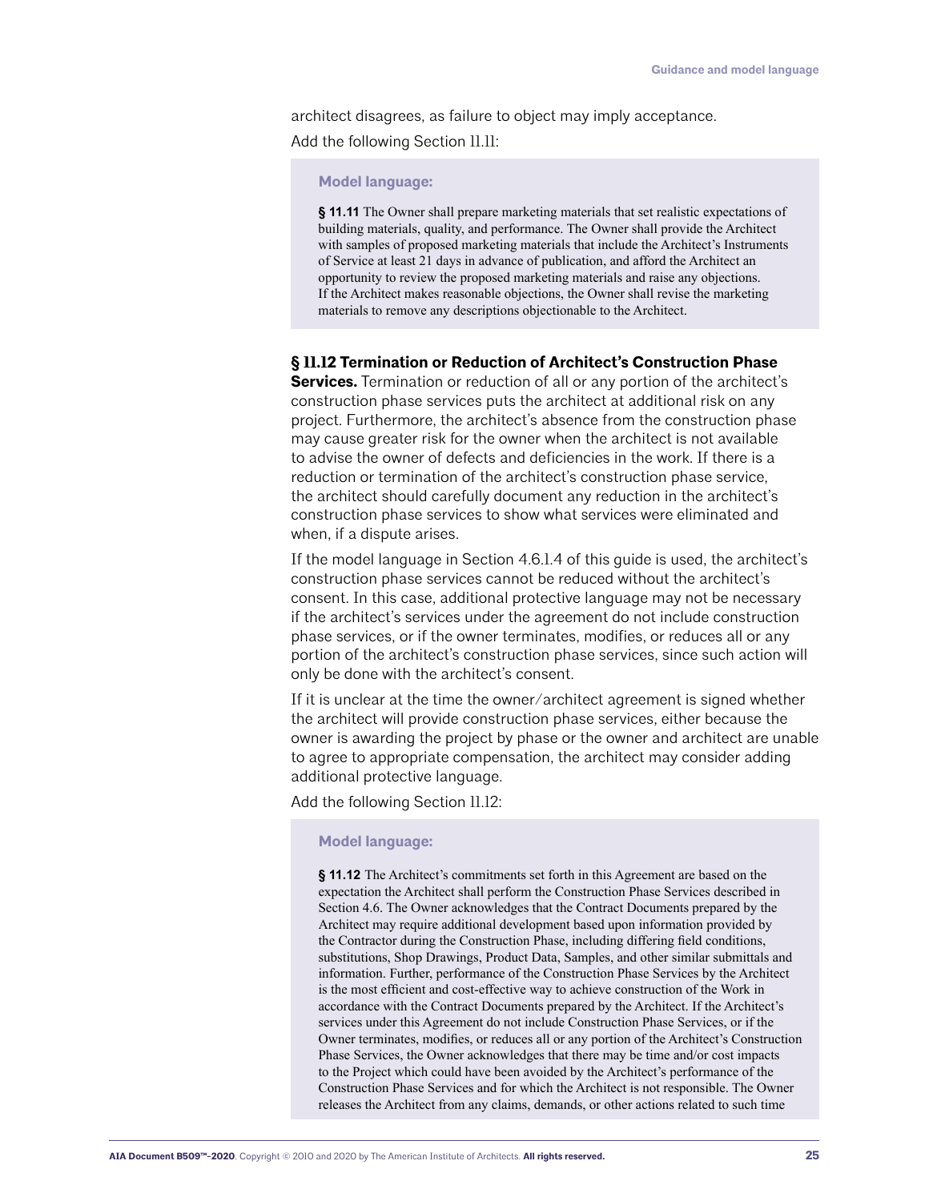architect disagrees, as failure to object may imply acceptance.

Add the following Section 11.11:

> **Model language:**
>
> **§ 11.11** The Owner shall prepare marketing materials that set realistic expectations of building materials, quality, and performance. The Owner shall provide the Architect with samples of proposed marketing materials that include the Architect's Instruments of Service at least 21 days in advance of publication, and afford the Architect an opportunity to review the proposed marketing materials and raise any objections. If the Architect makes reasonable objections, the Owner shall revise the marketing materials to remove any descriptions objectionable to the Architect.

**§ 11.12 Termination or Reduction of Architect's Construction Phase Services.** Termination or reduction of all or any portion of the architect's construction phase services puts the architect at additional risk on any project. Furthermore, the architect's absence from the construction phase may cause greater risk for the owner when the architect is not available to advise the owner of defects and deficiencies in the work. If there is a reduction or termination of the architect's construction phase service, the architect should carefully document any reduction in the architect's construction phase services to show what services were eliminated and when, if a dispute arises.

If the model language in Section 4.6.1.4 of this guide is used, the architect's construction phase services cannot be reduced without the architect's consent. In this case, additional protective language may not be necessary if the architect's services under the agreement do not include construction phase services, or if the owner terminates, modifies, or reduces all or any portion of the architect's construction phase services, since such action will only be done with the architect's consent.

If it is unclear at the time the owner/architect agreement is signed whether the architect will provide construction phase services, either because the owner is awarding the project by phase or the owner and architect are unable to agree to appropriate compensation, the architect may consider adding additional protective language.

Add the following Section 11.12:

> **Model language:**
>
> **§ 11.12** The Architect's commitments set forth in this Agreement are based on the expectation the Architect shall perform the Construction Phase Services described in Section 4.6. The Owner acknowledges that the Contract Documents prepared by the Architect may require additional development based upon information provided by the Contractor during the Construction Phase, including differing field conditions, substitutions, Shop Drawings, Product Data, Samples, and other similar submittals and information. Further, performance of the Construction Phase Services by the Architect is the most efficient and cost-effective way to achieve construction of the Work in accordance with the Contract Documents prepared by the Architect. If the Architect's services under this Agreement do not include Construction Phase Services, or if the Owner terminates, modifies, or reduces all or any portion of the Architect's Construction Phase Services, the Owner acknowledges that there may be time and/or cost impacts to the Project which could have been avoided by the Architect's performance of the Construction Phase Services and for which the Architect is not responsible. The Owner releases the Architect from any claims, demands, or other actions related to such time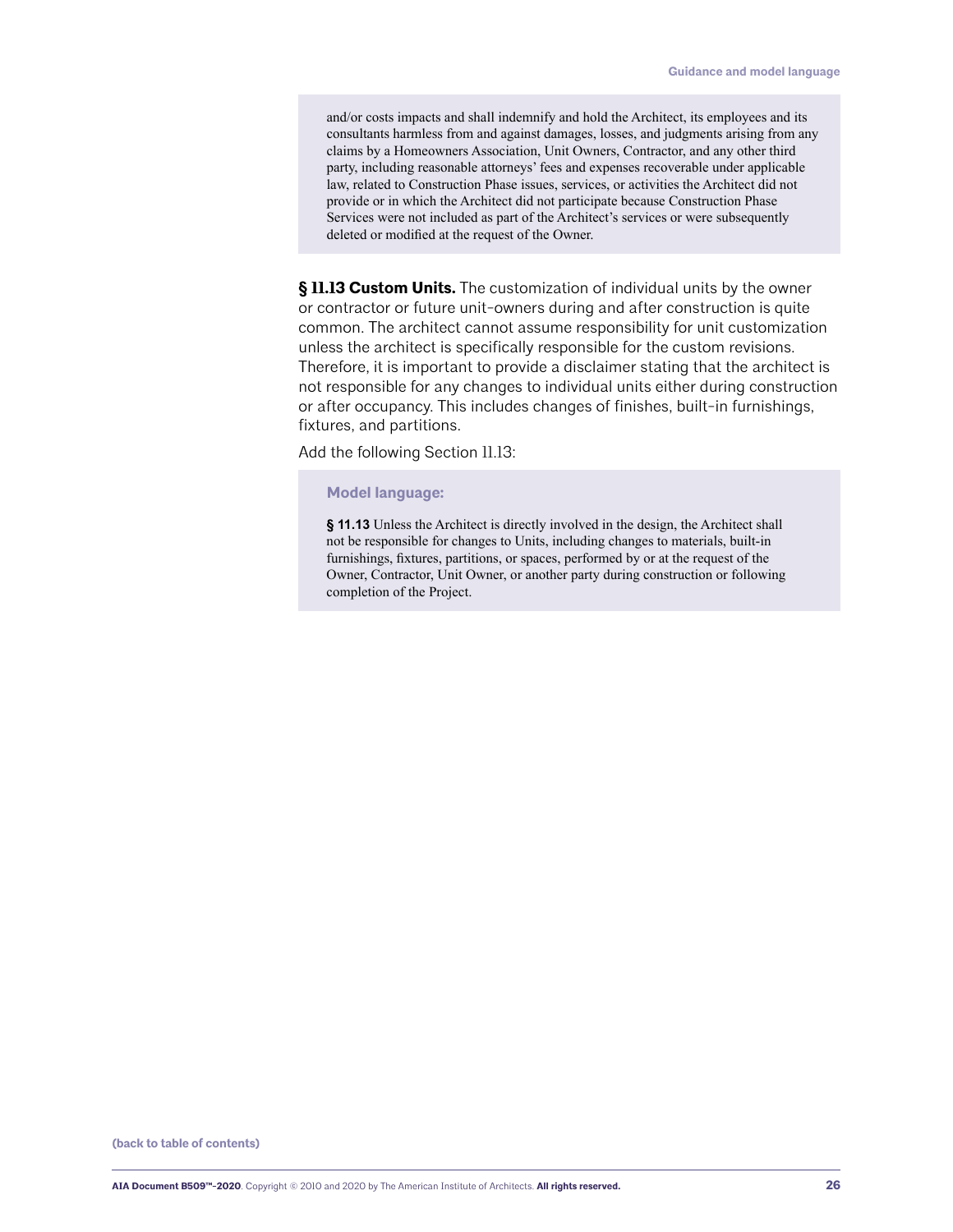> and/or costs impacts and shall indemnify and hold the Architect, its employees and its consultants harmless from and against damages, losses, and judgments arising from any claims by a Homeowners Association, Unit Owners, Contractor, and any other third party, including reasonable attorneys' fees and expenses recoverable under applicable law, related to Construction Phase issues, services, or activities the Architect did not provide or in which the Architect did not participate because Construction Phase Services were not included as part of the Architect's services or were subsequently deleted or modified at the request of the Owner.

**§ 11.13 Custom Units.** The customization of individual units by the owner or contractor or future unit-owners during and after construction is quite common. The architect cannot assume responsibility for unit customization unless the architect is specifically responsible for the custom revisions. Therefore, it is important to provide a disclaimer stating that the architect is not responsible for any changes to individual units either during construction or after occupancy. This includes changes of finishes, built-in furnishings, fixtures, and partitions.

Add the following Section 11.13:

> **Model language:**
>
> **§ 11.13** Unless the Architect is directly involved in the design, the Architect shall not be responsible for changes to Units, including changes to materials, built-in furnishings, fixtures, partitions, or spaces, performed by or at the request of the Owner, Contractor, Unit Owner, or another party during construction or following completion of the Project.

(back to table of contents)